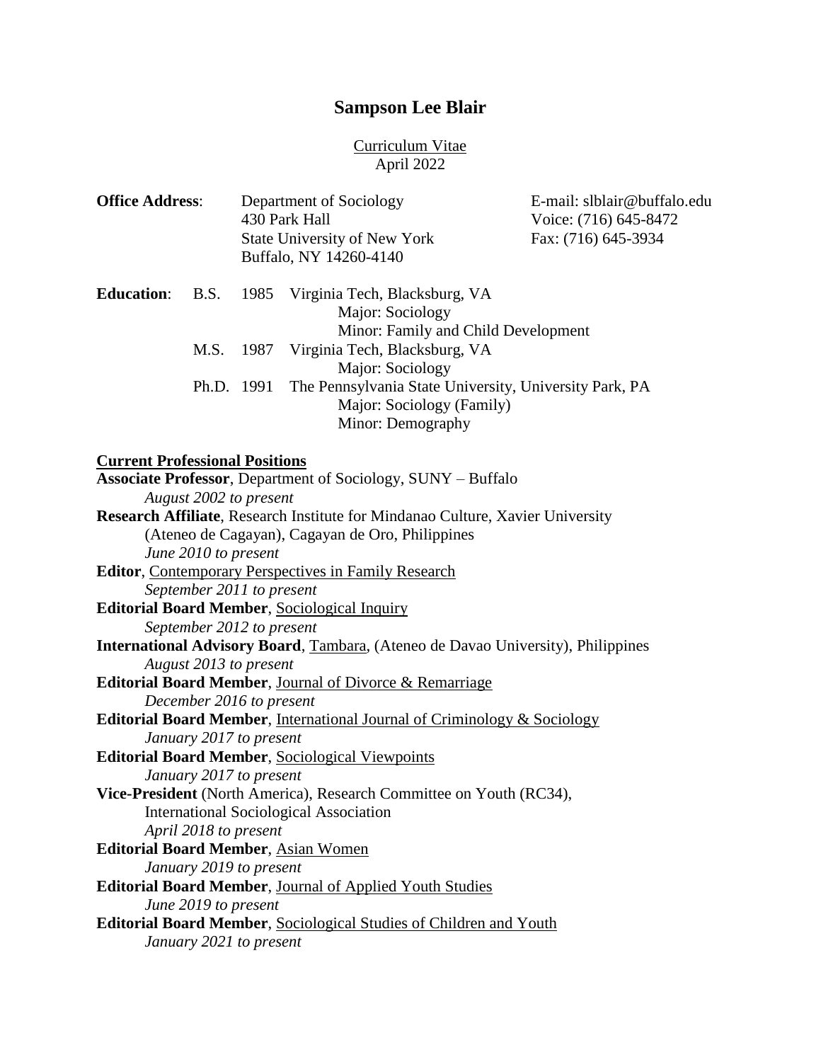# Sampson Lee Blair

Curriculum Vitae
April 2022

**Office Address**:

Department of Sociology
430 Park Hall
State University of New York
Buffalo, NY 14260-4140

E-mail: slblair@buffalo.edu
Voice: (716) 645-8472
Fax: (716) 645-3934

**Education**:

B.S. 1985 Virginia Tech, Blacksburg, VA
Major: Sociology
Minor: Family and Child Development

M.S. 1987 Virginia Tech, Blacksburg, VA
Major: Sociology

Ph.D. 1991 The Pennsylvania State University, University Park, PA
Major: Sociology (Family)
Minor: Demography

## Current Professional Positions

**Associate Professor**, Department of Sociology, SUNY – Buffalo
*August 2002 to present*

**Research Affiliate**, Research Institute for Mindanao Culture, Xavier University (Ateneo de Cagayan), Cagayan de Oro, Philippines
*June 2010 to present*

**Editor**, Contemporary Perspectives in Family Research
*September 2011 to present*

**Editorial Board Member**, Sociological Inquiry
*September 2012 to present*

**International Advisory Board**, Tambara, (Ateneo de Davao University), Philippines
*August 2013 to present*

**Editorial Board Member**, Journal of Divorce & Remarriage
*December 2016 to present*

**Editorial Board Member**, International Journal of Criminology & Sociology
*January 2017 to present*

**Editorial Board Member**, Sociological Viewpoints
*January 2017 to present*

**Vice-President** (North America), Research Committee on Youth (RC34), International Sociological Association
*April 2018 to present*

**Editorial Board Member**, Asian Women
*January 2019 to present*

**Editorial Board Member**, Journal of Applied Youth Studies
*June 2019 to present*

**Editorial Board Member**, Sociological Studies of Children and Youth
*January 2021 to present*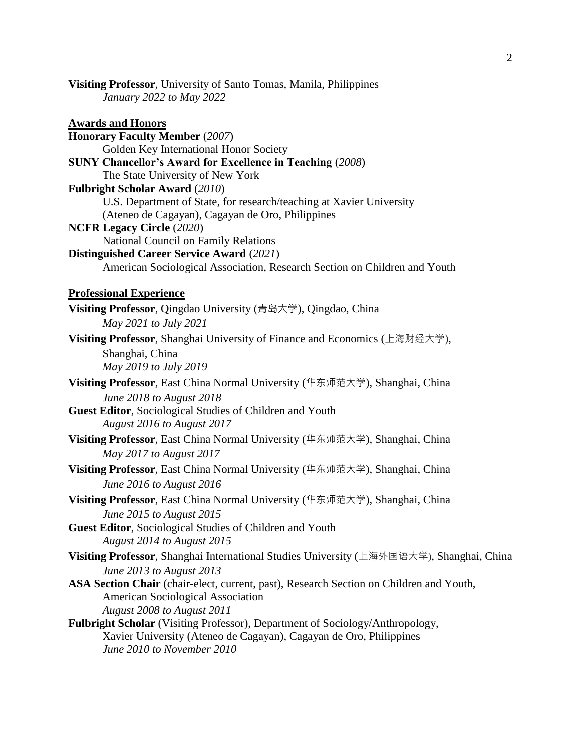**Visiting Professor**, University of Santo Tomas, Manila, Philippines
*January 2022 to May 2022*

## Awards and Honors

**Honorary Faculty Member** (*2007*)
Golden Key International Honor Society

**SUNY Chancellor's Award for Excellence in Teaching** (*2008*)
The State University of New York

**Fulbright Scholar Award** (*2010*)
U.S. Department of State, for research/teaching at Xavier University (Ateneo de Cagayan), Cagayan de Oro, Philippines

**NCFR Legacy Circle** (*2020*)
National Council on Family Relations

**Distinguished Career Service Award** (*2021*)
American Sociological Association, Research Section on Children and Youth

## Professional Experience

**Visiting Professor**, Qingdao University (青岛大学), Qingdao, China
*May 2021 to July 2021*

**Visiting Professor**, Shanghai University of Finance and Economics (上海财经大学), Shanghai, China
*May 2019 to July 2019*

**Visiting Professor**, East China Normal University (华东师范大学), Shanghai, China
*June 2018 to August 2018*

**Guest Editor**, Sociological Studies of Children and Youth
*August 2016 to August 2017*

**Visiting Professor**, East China Normal University (华东师范大学), Shanghai, China
*May 2017 to August 2017*

**Visiting Professor**, East China Normal University (华东师范大学), Shanghai, China
*June 2016 to August 2016*

**Visiting Professor**, East China Normal University (华东师范大学), Shanghai, China
*June 2015 to August 2015*

**Guest Editor**, Sociological Studies of Children and Youth
*August 2014 to August 2015*

**Visiting Professor**, Shanghai International Studies University (上海外国语大学), Shanghai, China
*June 2013 to August 2013*

**ASA Section Chair** (chair-elect, current, past), Research Section on Children and Youth, American Sociological Association
*August 2008 to August 2011*

**Fulbright Scholar** (Visiting Professor), Department of Sociology/Anthropology, Xavier University (Ateneo de Cagayan), Cagayan de Oro, Philippines
*June 2010 to November 2010*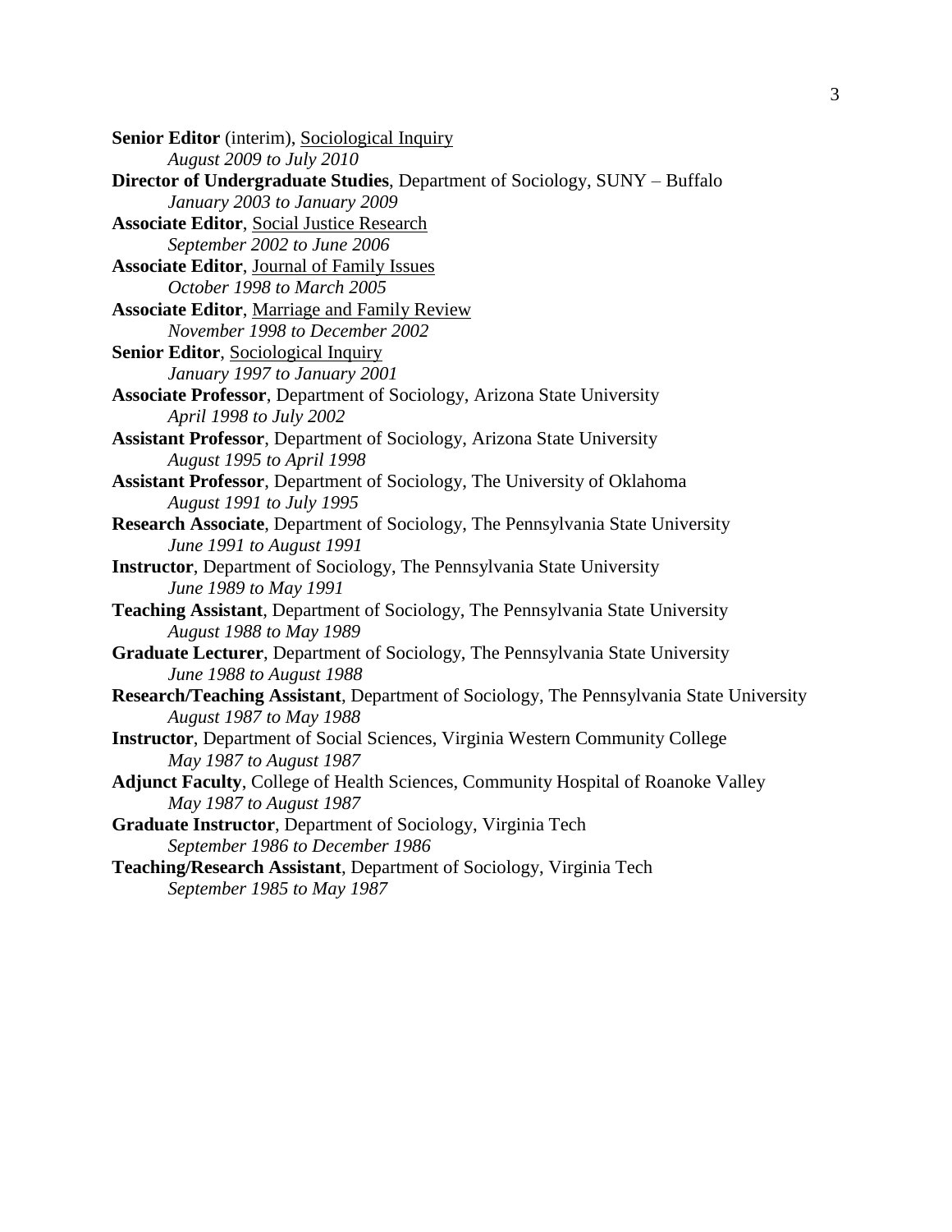**Senior Editor** (interim), Sociological Inquiry
*August 2009 to July 2010*

**Director of Undergraduate Studies**, Department of Sociology, SUNY – Buffalo
*January 2003 to January 2009*

**Associate Editor**, Social Justice Research
*September 2002 to June 2006*

**Associate Editor**, Journal of Family Issues
*October 1998 to March 2005*

**Associate Editor**, Marriage and Family Review
*November 1998 to December 2002*

**Senior Editor**, Sociological Inquiry
*January 1997 to January 2001*

**Associate Professor**, Department of Sociology, Arizona State University
*April 1998 to July 2002*

**Assistant Professor**, Department of Sociology, Arizona State University
*August 1995 to April 1998*

**Assistant Professor**, Department of Sociology, The University of Oklahoma
*August 1991 to July 1995*

**Research Associate**, Department of Sociology, The Pennsylvania State University
*June 1991 to August 1991*

**Instructor**, Department of Sociology, The Pennsylvania State University
*June 1989 to May 1991*

**Teaching Assistant**, Department of Sociology, The Pennsylvania State University
*August 1988 to May 1989*

**Graduate Lecturer**, Department of Sociology, The Pennsylvania State University
*June 1988 to August 1988*

**Research/Teaching Assistant**, Department of Sociology, The Pennsylvania State University
*August 1987 to May 1988*

**Instructor**, Department of Social Sciences, Virginia Western Community College
*May 1987 to August 1987*

**Adjunct Faculty**, College of Health Sciences, Community Hospital of Roanoke Valley
*May 1987 to August 1987*

**Graduate Instructor**, Department of Sociology, Virginia Tech
*September 1986 to December 1986*

**Teaching/Research Assistant**, Department of Sociology, Virginia Tech
*September 1985 to May 1987*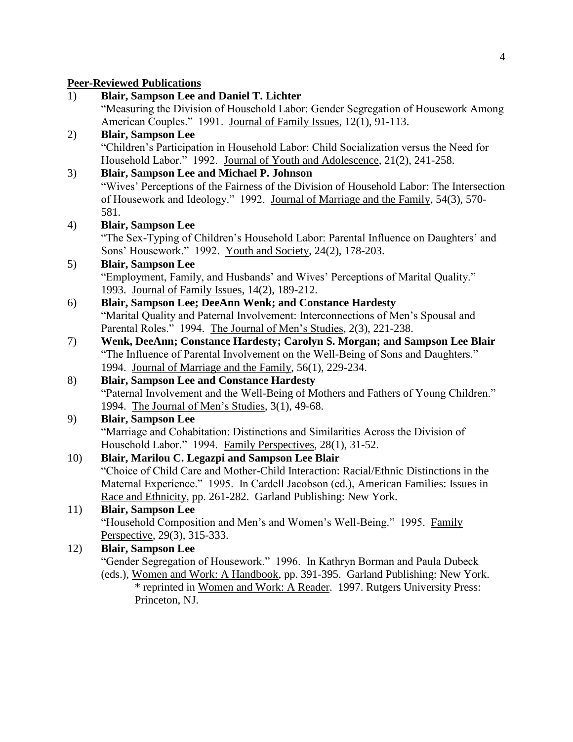**Peer-Reviewed Publications**

1) **Blair, Sampson Lee and Daniel T. Lichter**
"Measuring the Division of Household Labor: Gender Segregation of Housework Among American Couples." 1991. Journal of Family Issues, 12(1), 91-113.

2) **Blair, Sampson Lee**
"Children's Participation in Household Labor: Child Socialization versus the Need for Household Labor." 1992. Journal of Youth and Adolescence, 21(2), 241-258.

3) **Blair, Sampson Lee and Michael P. Johnson**
"Wives' Perceptions of the Fairness of the Division of Household Labor: The Intersection of Housework and Ideology." 1992. Journal of Marriage and the Family, 54(3), 570-581.

4) **Blair, Sampson Lee**
"The Sex-Typing of Children's Household Labor: Parental Influence on Daughters' and Sons' Housework." 1992. Youth and Society, 24(2), 178-203.

5) **Blair, Sampson Lee**
"Employment, Family, and Husbands' and Wives' Perceptions of Marital Quality." 1993. Journal of Family Issues, 14(2), 189-212.

6) **Blair, Sampson Lee; DeeAnn Wenk; and Constance Hardesty**
"Marital Quality and Paternal Involvement: Interconnections of Men's Spousal and Parental Roles." 1994. The Journal of Men's Studies, 2(3), 221-238.

7) **Wenk, DeeAnn; Constance Hardesty; Carolyn S. Morgan; and Sampson Lee Blair**
"The Influence of Parental Involvement on the Well-Being of Sons and Daughters." 1994. Journal of Marriage and the Family, 56(1), 229-234.

8) **Blair, Sampson Lee and Constance Hardesty**
"Paternal Involvement and the Well-Being of Mothers and Fathers of Young Children." 1994. The Journal of Men's Studies, 3(1), 49-68.

9) **Blair, Sampson Lee**
"Marriage and Cohabitation: Distinctions and Similarities Across the Division of Household Labor." 1994. Family Perspectives, 28(1), 31-52.

10) **Blair, Marilou C. Legazpi and Sampson Lee Blair**
"Choice of Child Care and Mother-Child Interaction: Racial/Ethnic Distinctions in the Maternal Experience." 1995. In Cardell Jacobson (ed.), American Families: Issues in Race and Ethnicity, pp. 261-282. Garland Publishing: New York.

11) **Blair, Sampson Lee**
"Household Composition and Men's and Women's Well-Being." 1995. Family Perspective, 29(3), 315-333.

12) **Blair, Sampson Lee**
"Gender Segregation of Housework." 1996. In Kathryn Borman and Paula Dubeck (eds.), Women and Work: A Handbook, pp. 391-395. Garland Publishing: New York.
* reprinted in Women and Work: A Reader. 1997. Rutgers University Press: Princeton, NJ.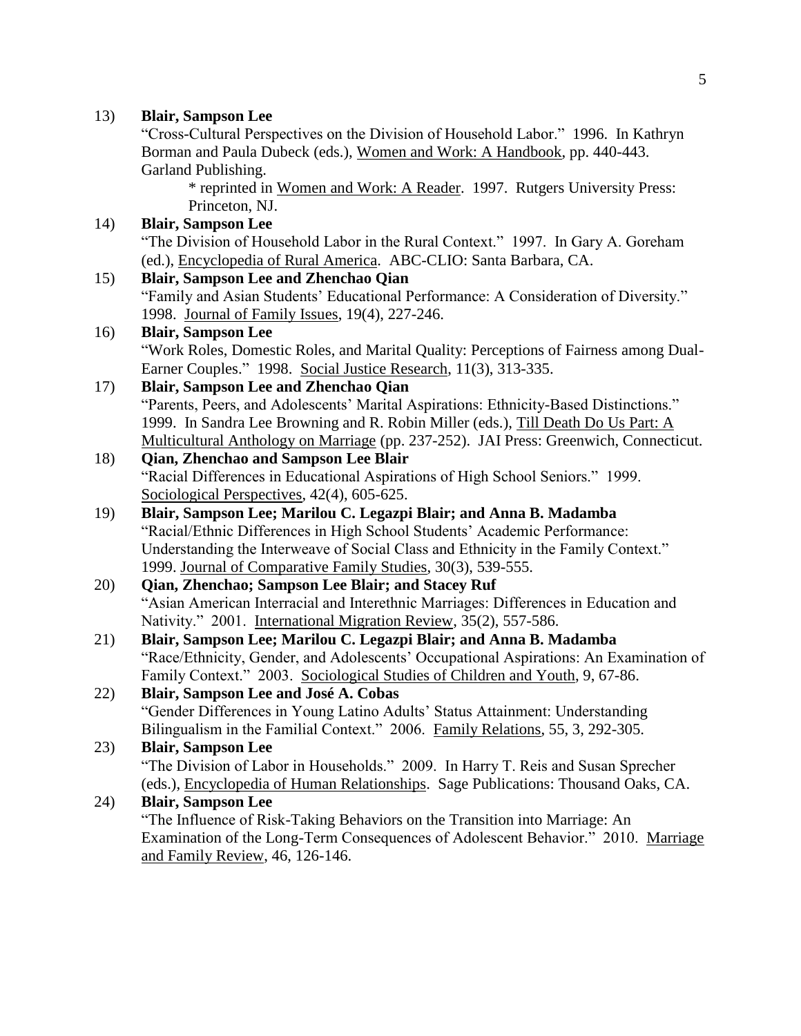13) **Blair, Sampson Lee**
"Cross-Cultural Perspectives on the Division of Household Labor." 1996. In Kathryn Borman and Paula Dubeck (eds.), Women and Work: A Handbook, pp. 440-443. Garland Publishing.
  * reprinted in Women and Work: A Reader. 1997. Rutgers University Press: Princeton, NJ.

14) **Blair, Sampson Lee**
"The Division of Household Labor in the Rural Context." 1997. In Gary A. Goreham (ed.), Encyclopedia of Rural America. ABC-CLIO: Santa Barbara, CA.

15) **Blair, Sampson Lee and Zhenchao Qian**
"Family and Asian Students' Educational Performance: A Consideration of Diversity." 1998. Journal of Family Issues, 19(4), 227-246.

16) **Blair, Sampson Lee**
"Work Roles, Domestic Roles, and Marital Quality: Perceptions of Fairness among Dual-Earner Couples." 1998. Social Justice Research, 11(3), 313-335.

17) **Blair, Sampson Lee and Zhenchao Qian**
"Parents, Peers, and Adolescents' Marital Aspirations: Ethnicity-Based Distinctions." 1999. In Sandra Lee Browning and R. Robin Miller (eds.), Till Death Do Us Part: A Multicultural Anthology on Marriage (pp. 237-252). JAI Press: Greenwich, Connecticut.

18) **Qian, Zhenchao and Sampson Lee Blair**
"Racial Differences in Educational Aspirations of High School Seniors." 1999. Sociological Perspectives, 42(4), 605-625.

19) **Blair, Sampson Lee; Marilou C. Legazpi Blair; and Anna B. Madamba**
"Racial/Ethnic Differences in High School Students' Academic Performance: Understanding the Interweave of Social Class and Ethnicity in the Family Context." 1999. Journal of Comparative Family Studies, 30(3), 539-555.

20) **Qian, Zhenchao; Sampson Lee Blair; and Stacey Ruf**
"Asian American Interracial and Interethnic Marriages: Differences in Education and Nativity." 2001. International Migration Review, 35(2), 557-586.

21) **Blair, Sampson Lee; Marilou C. Legazpi Blair; and Anna B. Madamba**
"Race/Ethnicity, Gender, and Adolescents' Occupational Aspirations: An Examination of Family Context." 2003. Sociological Studies of Children and Youth, 9, 67-86.

22) **Blair, Sampson Lee and José A. Cobas**
"Gender Differences in Young Latino Adults' Status Attainment: Understanding Bilingualism in the Familial Context." 2006. Family Relations, 55, 3, 292-305.

23) **Blair, Sampson Lee**
"The Division of Labor in Households." 2009. In Harry T. Reis and Susan Sprecher (eds.), Encyclopedia of Human Relationships. Sage Publications: Thousand Oaks, CA.

24) **Blair, Sampson Lee**
"The Influence of Risk-Taking Behaviors on the Transition into Marriage: An Examination of the Long-Term Consequences of Adolescent Behavior." 2010. Marriage and Family Review, 46, 126-146.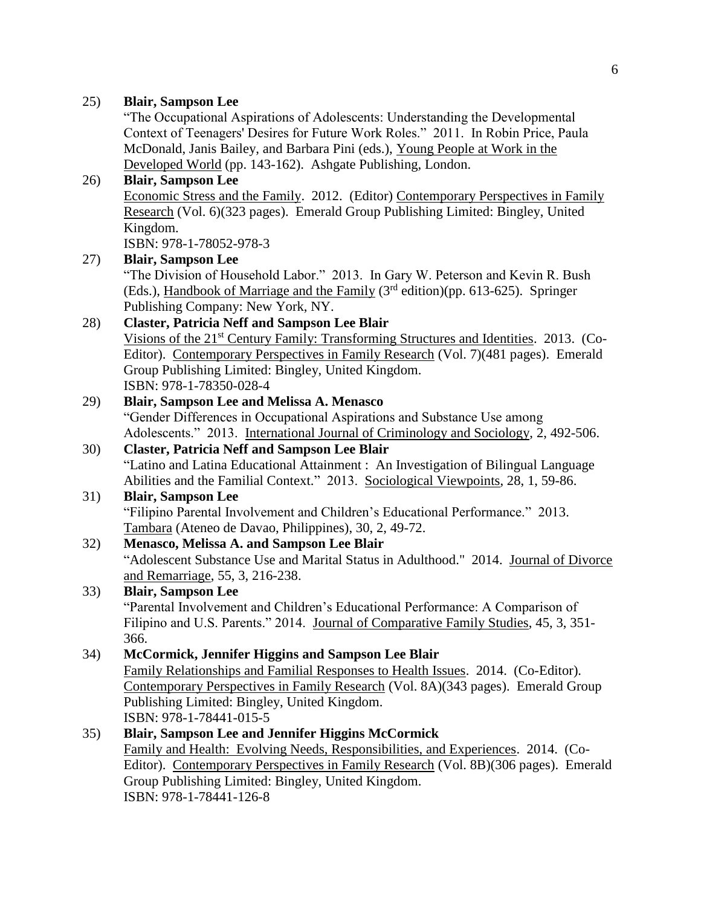25) **Blair, Sampson Lee**
"The Occupational Aspirations of Adolescents: Understanding the Developmental Context of Teenagers' Desires for Future Work Roles." 2011. In Robin Price, Paula McDonald, Janis Bailey, and Barbara Pini (eds.), Young People at Work in the Developed World (pp. 143-162). Ashgate Publishing, London.

26) **Blair, Sampson Lee**
Economic Stress and the Family. 2012. (Editor) Contemporary Perspectives in Family Research (Vol. 6)(323 pages). Emerald Group Publishing Limited: Bingley, United Kingdom.
ISBN: 978-1-78052-978-3

27) **Blair, Sampson Lee**
"The Division of Household Labor." 2013. In Gary W. Peterson and Kevin R. Bush (Eds.), Handbook of Marriage and the Family (3rd edition)(pp. 613-625). Springer Publishing Company: New York, NY.

28) **Claster, Patricia Neff and Sampson Lee Blair**
Visions of the 21st Century Family: Transforming Structures and Identities. 2013. (Co-Editor). Contemporary Perspectives in Family Research (Vol. 7)(481 pages). Emerald Group Publishing Limited: Bingley, United Kingdom.
ISBN: 978-1-78350-028-4

29) **Blair, Sampson Lee and Melissa A. Menasco**
"Gender Differences in Occupational Aspirations and Substance Use among Adolescents." 2013. International Journal of Criminology and Sociology, 2, 492-506.

30) **Claster, Patricia Neff and Sampson Lee Blair**
"Latino and Latina Educational Attainment : An Investigation of Bilingual Language Abilities and the Familial Context." 2013. Sociological Viewpoints, 28, 1, 59-86.

31) **Blair, Sampson Lee**
"Filipino Parental Involvement and Children's Educational Performance." 2013. Tambara (Ateneo de Davao, Philippines), 30, 2, 49-72.

32) **Menasco, Melissa A. and Sampson Lee Blair**
"Adolescent Substance Use and Marital Status in Adulthood." 2014. Journal of Divorce and Remarriage, 55, 3, 216-238.

33) **Blair, Sampson Lee**
"Parental Involvement and Children's Educational Performance: A Comparison of Filipino and U.S. Parents." 2014. Journal of Comparative Family Studies, 45, 3, 351-366.

34) **McCormick, Jennifer Higgins and Sampson Lee Blair**
Family Relationships and Familial Responses to Health Issues. 2014. (Co-Editor). Contemporary Perspectives in Family Research (Vol. 8A)(343 pages). Emerald Group Publishing Limited: Bingley, United Kingdom.
ISBN: 978-1-78441-015-5

35) **Blair, Sampson Lee and Jennifer Higgins McCormick**
Family and Health: Evolving Needs, Responsibilities, and Experiences. 2014. (Co-Editor). Contemporary Perspectives in Family Research (Vol. 8B)(306 pages). Emerald Group Publishing Limited: Bingley, United Kingdom.
ISBN: 978-1-78441-126-8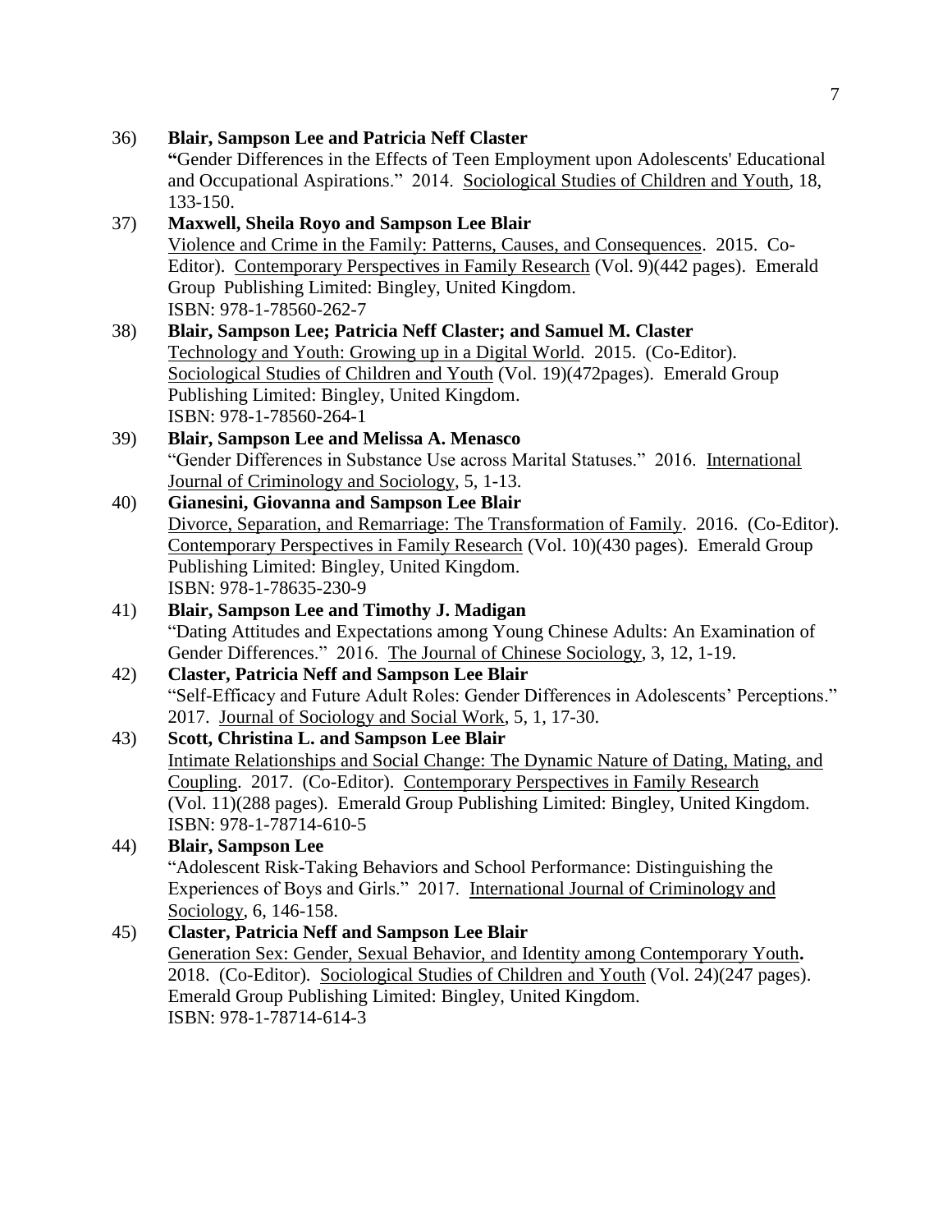36) **Blair, Sampson Lee and Patricia Neff Claster**
"Gender Differences in the Effects of Teen Employment upon Adolescents' Educational and Occupational Aspirations." 2014. Sociological Studies of Children and Youth, 18, 133-150.

37) **Maxwell, Sheila Royo and Sampson Lee Blair**
Violence and Crime in the Family: Patterns, Causes, and Consequences. 2015. Co-Editor). Contemporary Perspectives in Family Research (Vol. 9)(442 pages). Emerald Group Publishing Limited: Bingley, United Kingdom.
ISBN: 978-1-78560-262-7

38) **Blair, Sampson Lee; Patricia Neff Claster; and Samuel M. Claster**
Technology and Youth: Growing up in a Digital World. 2015. (Co-Editor). Sociological Studies of Children and Youth (Vol. 19)(472pages). Emerald Group Publishing Limited: Bingley, United Kingdom.
ISBN: 978-1-78560-264-1

39) **Blair, Sampson Lee and Melissa A. Menasco**
"Gender Differences in Substance Use across Marital Statuses." 2016. International Journal of Criminology and Sociology, 5, 1-13.

40) **Gianesini, Giovanna and Sampson Lee Blair**
Divorce, Separation, and Remarriage: The Transformation of Family. 2016. (Co-Editor). Contemporary Perspectives in Family Research (Vol. 10)(430 pages). Emerald Group Publishing Limited: Bingley, United Kingdom.
ISBN: 978-1-78635-230-9

41) **Blair, Sampson Lee and Timothy J. Madigan**
"Dating Attitudes and Expectations among Young Chinese Adults: An Examination of Gender Differences." 2016. The Journal of Chinese Sociology, 3, 12, 1-19.

42) **Claster, Patricia Neff and Sampson Lee Blair**
"Self-Efficacy and Future Adult Roles: Gender Differences in Adolescents' Perceptions." 2017. Journal of Sociology and Social Work, 5, 1, 17-30.

43) **Scott, Christina L. and Sampson Lee Blair**
Intimate Relationships and Social Change: The Dynamic Nature of Dating, Mating, and Coupling. 2017. (Co-Editor). Contemporary Perspectives in Family Research (Vol. 11)(288 pages). Emerald Group Publishing Limited: Bingley, United Kingdom.
ISBN: 978-1-78714-610-5

44) **Blair, Sampson Lee**
"Adolescent Risk-Taking Behaviors and School Performance: Distinguishing the Experiences of Boys and Girls." 2017. International Journal of Criminology and Sociology, 6, 146-158.

45) **Claster, Patricia Neff and Sampson Lee Blair**
Generation Sex: Gender, Sexual Behavior, and Identity among Contemporary Youth**.** 2018. (Co-Editor). Sociological Studies of Children and Youth (Vol. 24)(247 pages). Emerald Group Publishing Limited: Bingley, United Kingdom.
ISBN: 978-1-78714-614-3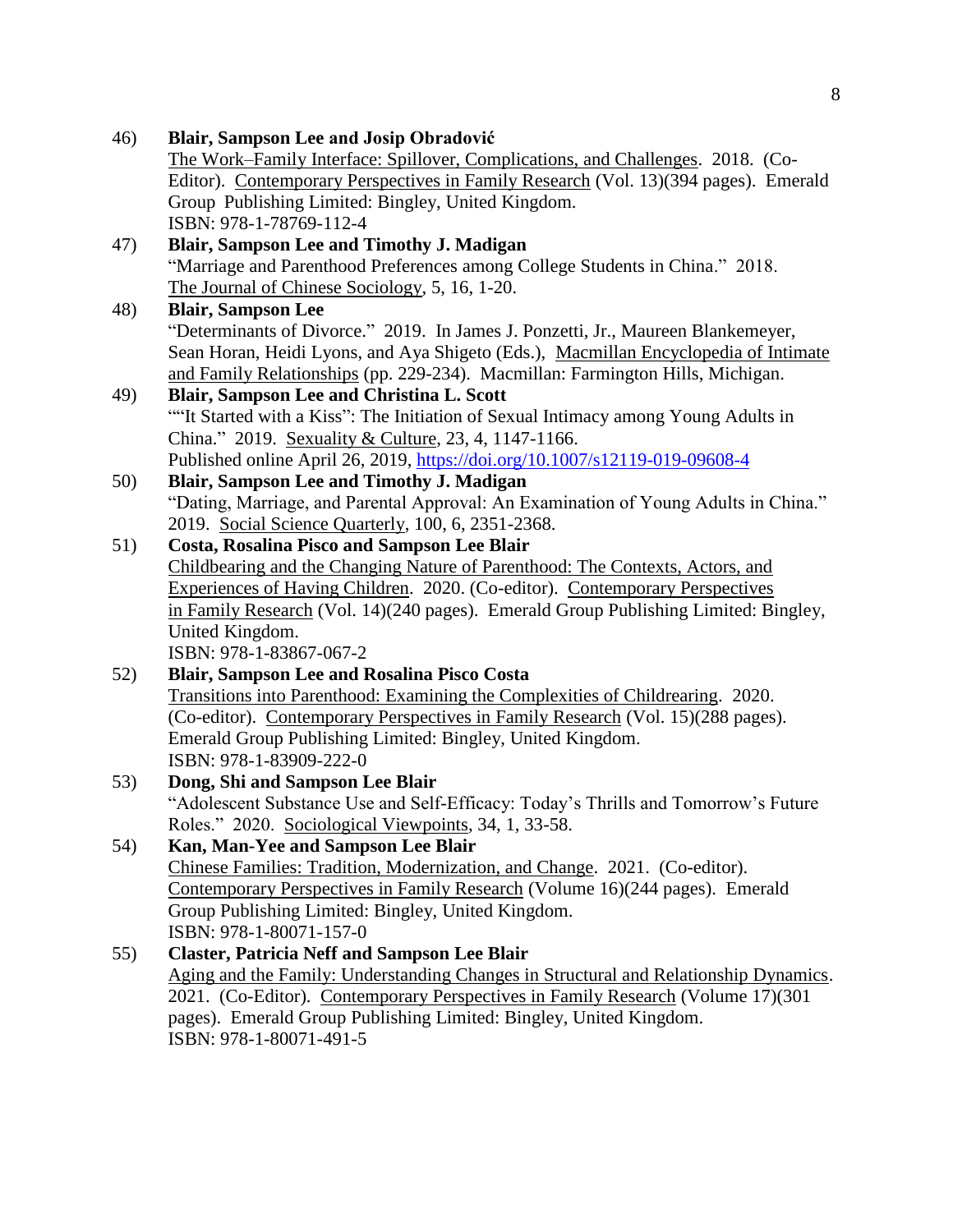46) **Blair, Sampson Lee and Josip Obradović**
The Work–Family Interface: Spillover, Complications, and Challenges. 2018. (Co-Editor). Contemporary Perspectives in Family Research (Vol. 13)(394 pages). Emerald Group Publishing Limited: Bingley, United Kingdom.
ISBN: 978-1-78769-112-4

47) **Blair, Sampson Lee and Timothy J. Madigan**
"Marriage and Parenthood Preferences among College Students in China." 2018. The Journal of Chinese Sociology, 5, 16, 1-20.

48) **Blair, Sampson Lee**
"Determinants of Divorce." 2019. In James J. Ponzetti, Jr., Maureen Blankemeyer, Sean Horan, Heidi Lyons, and Aya Shigeto (Eds.), Macmillan Encyclopedia of Intimate and Family Relationships (pp. 229-234). Macmillan: Farmington Hills, Michigan.

49) **Blair, Sampson Lee and Christina L. Scott**
""It Started with a Kiss": The Initiation of Sexual Intimacy among Young Adults in China." 2019. Sexuality & Culture, 23, 4, 1147-1166.
Published online April 26, 2019, https://doi.org/10.1007/s12119-019-09608-4

50) **Blair, Sampson Lee and Timothy J. Madigan**
"Dating, Marriage, and Parental Approval: An Examination of Young Adults in China." 2019. Social Science Quarterly, 100, 6, 2351-2368.

51) **Costa, Rosalina Pisco and Sampson Lee Blair**
Childbearing and the Changing Nature of Parenthood: The Contexts, Actors, and Experiences of Having Children. 2020. (Co-editor). Contemporary Perspectives in Family Research (Vol. 14)(240 pages). Emerald Group Publishing Limited: Bingley, United Kingdom.
ISBN: 978-1-83867-067-2

52) **Blair, Sampson Lee and Rosalina Pisco Costa**
Transitions into Parenthood: Examining the Complexities of Childrearing. 2020. (Co-editor). Contemporary Perspectives in Family Research (Vol. 15)(288 pages). Emerald Group Publishing Limited: Bingley, United Kingdom.
ISBN: 978-1-83909-222-0

53) **Dong, Shi and Sampson Lee Blair**
"Adolescent Substance Use and Self-Efficacy: Today's Thrills and Tomorrow's Future Roles." 2020. Sociological Viewpoints, 34, 1, 33-58.

54) **Kan, Man-Yee and Sampson Lee Blair**
Chinese Families: Tradition, Modernization, and Change. 2021. (Co-editor). Contemporary Perspectives in Family Research (Volume 16)(244 pages). Emerald Group Publishing Limited: Bingley, United Kingdom.
ISBN: 978-1-80071-157-0

55) **Claster, Patricia Neff and Sampson Lee Blair**
Aging and the Family: Understanding Changes in Structural and Relationship Dynamics. 2021. (Co-Editor). Contemporary Perspectives in Family Research (Volume 17)(301 pages). Emerald Group Publishing Limited: Bingley, United Kingdom.
ISBN: 978-1-80071-491-5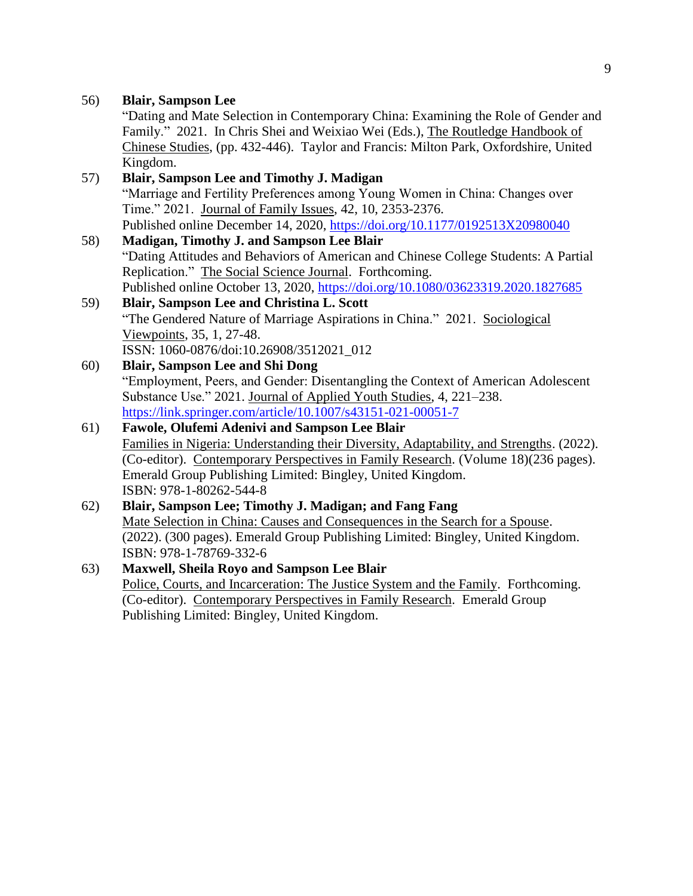56) **Blair, Sampson Lee**
"Dating and Mate Selection in Contemporary China: Examining the Role of Gender and Family." 2021. In Chris Shei and Weixiao Wei (Eds.), The Routledge Handbook of Chinese Studies, (pp. 432-446). Taylor and Francis: Milton Park, Oxfordshire, United Kingdom.

57) **Blair, Sampson Lee and Timothy J. Madigan**
"Marriage and Fertility Preferences among Young Women in China: Changes over Time." 2021. Journal of Family Issues, 42, 10, 2353-2376.
Published online December 14, 2020, https://doi.org/10.1177/0192513X20980040

58) **Madigan, Timothy J. and Sampson Lee Blair**
"Dating Attitudes and Behaviors of American and Chinese College Students: A Partial Replication." The Social Science Journal. Forthcoming.
Published online October 13, 2020, https://doi.org/10.1080/03623319.2020.1827685

59) **Blair, Sampson Lee and Christina L. Scott**
"The Gendered Nature of Marriage Aspirations in China." 2021. Sociological Viewpoints, 35, 1, 27-48.
ISSN: 1060-0876/doi:10.26908/3512021_012

60) **Blair, Sampson Lee and Shi Dong**
"Employment, Peers, and Gender: Disentangling the Context of American Adolescent Substance Use." 2021. Journal of Applied Youth Studies, 4, 221–238.
https://link.springer.com/article/10.1007/s43151-021-00051-7

61) **Fawole, Olufemi Adenivi and Sampson Lee Blair**
Families in Nigeria: Understanding their Diversity, Adaptability, and Strengths. (2022). (Co-editor). Contemporary Perspectives in Family Research. (Volume 18)(236 pages). Emerald Group Publishing Limited: Bingley, United Kingdom.
ISBN: 978-1-80262-544-8

62) **Blair, Sampson Lee; Timothy J. Madigan; and Fang Fang**
Mate Selection in China: Causes and Consequences in the Search for a Spouse. (2022). (300 pages). Emerald Group Publishing Limited: Bingley, United Kingdom.
ISBN: 978-1-78769-332-6

63) **Maxwell, Sheila Royo and Sampson Lee Blair**
Police, Courts, and Incarceration: The Justice System and the Family. Forthcoming. (Co-editor). Contemporary Perspectives in Family Research. Emerald Group Publishing Limited: Bingley, United Kingdom.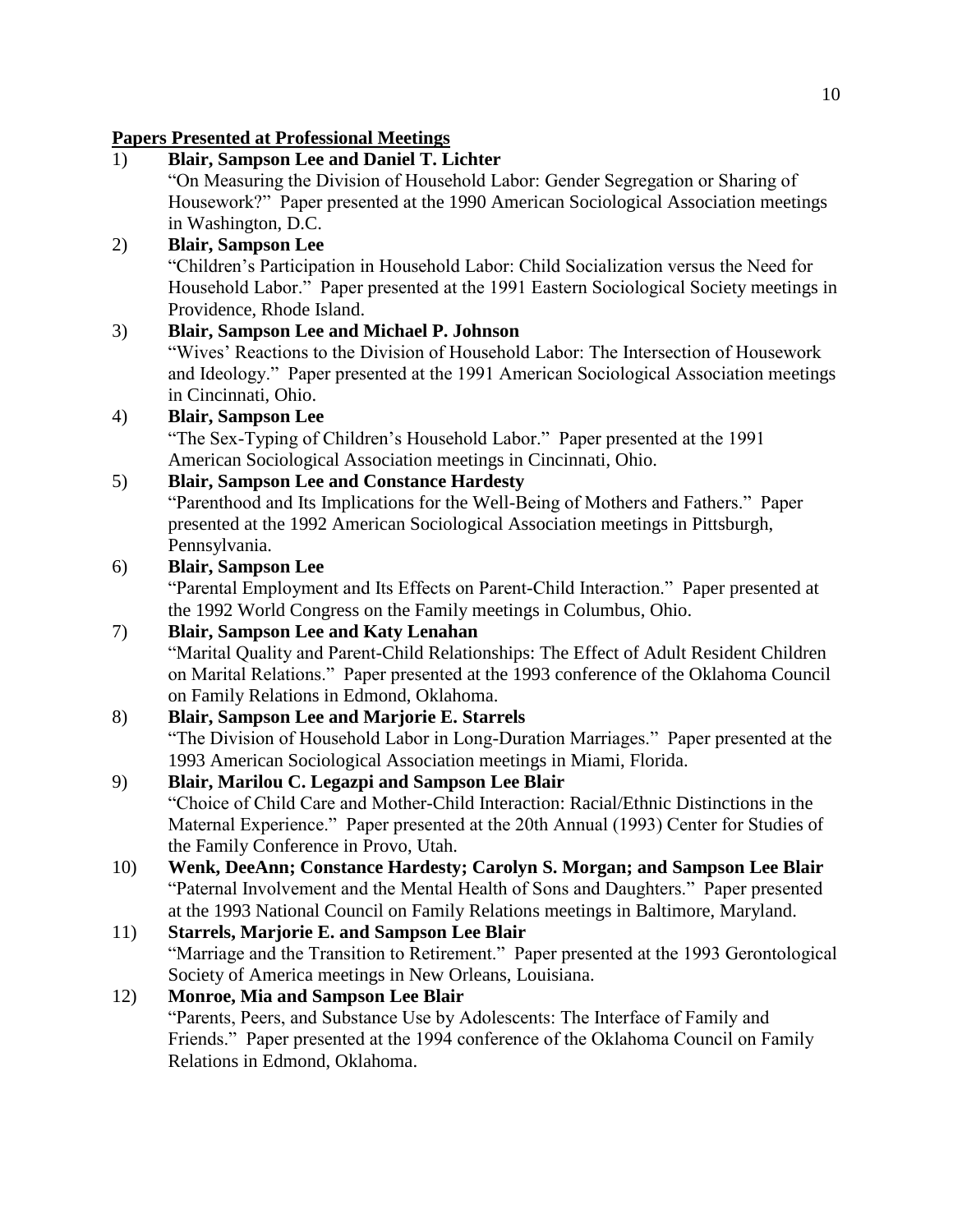**Papers Presented at Professional Meetings**

1) **Blair, Sampson Lee and Daniel T. Lichter**
"On Measuring the Division of Household Labor: Gender Segregation or Sharing of Housework?" Paper presented at the 1990 American Sociological Association meetings in Washington, D.C.

2) **Blair, Sampson Lee**
"Children's Participation in Household Labor: Child Socialization versus the Need for Household Labor." Paper presented at the 1991 Eastern Sociological Society meetings in Providence, Rhode Island.

3) **Blair, Sampson Lee and Michael P. Johnson**
"Wives' Reactions to the Division of Household Labor: The Intersection of Housework and Ideology." Paper presented at the 1991 American Sociological Association meetings in Cincinnati, Ohio.

4) **Blair, Sampson Lee**
"The Sex-Typing of Children's Household Labor." Paper presented at the 1991 American Sociological Association meetings in Cincinnati, Ohio.

5) **Blair, Sampson Lee and Constance Hardesty**
"Parenthood and Its Implications for the Well-Being of Mothers and Fathers." Paper presented at the 1992 American Sociological Association meetings in Pittsburgh, Pennsylvania.

6) **Blair, Sampson Lee**
"Parental Employment and Its Effects on Parent-Child Interaction." Paper presented at the 1992 World Congress on the Family meetings in Columbus, Ohio.

7) **Blair, Sampson Lee and Katy Lenahan**
"Marital Quality and Parent-Child Relationships: The Effect of Adult Resident Children on Marital Relations." Paper presented at the 1993 conference of the Oklahoma Council on Family Relations in Edmond, Oklahoma.

8) **Blair, Sampson Lee and Marjorie E. Starrels**
"The Division of Household Labor in Long-Duration Marriages." Paper presented at the 1993 American Sociological Association meetings in Miami, Florida.

9) **Blair, Marilou C. Legazpi and Sampson Lee Blair**
"Choice of Child Care and Mother-Child Interaction: Racial/Ethnic Distinctions in the Maternal Experience." Paper presented at the 20th Annual (1993) Center for Studies of the Family Conference in Provo, Utah.

10) **Wenk, DeeAnn; Constance Hardesty; Carolyn S. Morgan; and Sampson Lee Blair**
"Paternal Involvement and the Mental Health of Sons and Daughters." Paper presented at the 1993 National Council on Family Relations meetings in Baltimore, Maryland.

11) **Starrels, Marjorie E. and Sampson Lee Blair**
"Marriage and the Transition to Retirement." Paper presented at the 1993 Gerontological Society of America meetings in New Orleans, Louisiana.

12) **Monroe, Mia and Sampson Lee Blair**
"Parents, Peers, and Substance Use by Adolescents: The Interface of Family and Friends." Paper presented at the 1994 conference of the Oklahoma Council on Family Relations in Edmond, Oklahoma.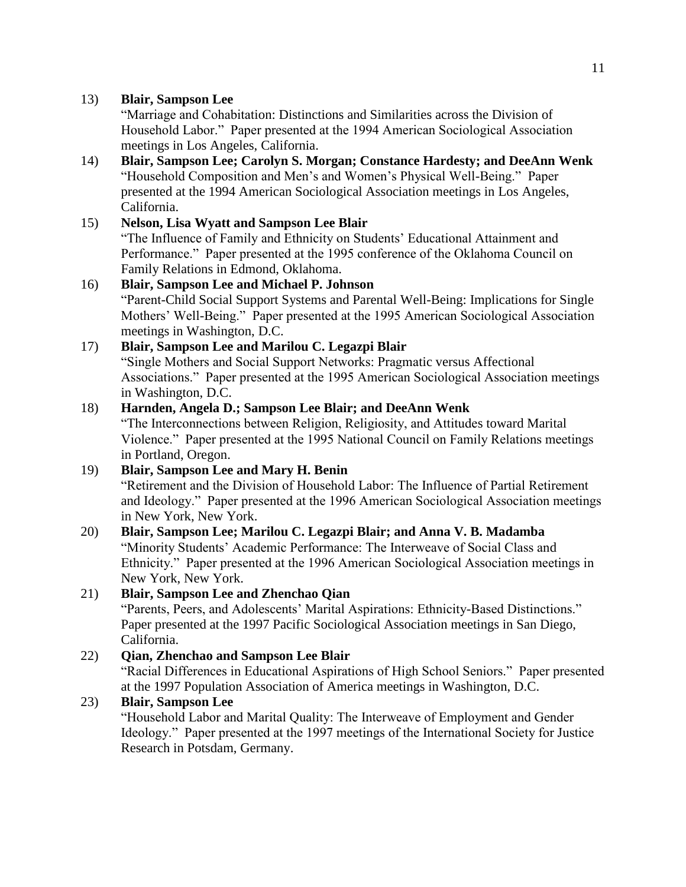13) **Blair, Sampson Lee**
"Marriage and Cohabitation: Distinctions and Similarities across the Division of Household Labor." Paper presented at the 1994 American Sociological Association meetings in Los Angeles, California.

14) **Blair, Sampson Lee; Carolyn S. Morgan; Constance Hardesty; and DeeAnn Wenk**
"Household Composition and Men's and Women's Physical Well-Being." Paper presented at the 1994 American Sociological Association meetings in Los Angeles, California.

15) **Nelson, Lisa Wyatt and Sampson Lee Blair**
"The Influence of Family and Ethnicity on Students' Educational Attainment and Performance." Paper presented at the 1995 conference of the Oklahoma Council on Family Relations in Edmond, Oklahoma.

16) **Blair, Sampson Lee and Michael P. Johnson**
"Parent-Child Social Support Systems and Parental Well-Being: Implications for Single Mothers' Well-Being." Paper presented at the 1995 American Sociological Association meetings in Washington, D.C.

17) **Blair, Sampson Lee and Marilou C. Legazpi Blair**
"Single Mothers and Social Support Networks: Pragmatic versus Affectional Associations." Paper presented at the 1995 American Sociological Association meetings in Washington, D.C.

18) **Harnden, Angela D.; Sampson Lee Blair; and DeeAnn Wenk**
"The Interconnections between Religion, Religiosity, and Attitudes toward Marital Violence." Paper presented at the 1995 National Council on Family Relations meetings in Portland, Oregon.

19) **Blair, Sampson Lee and Mary H. Benin**
"Retirement and the Division of Household Labor: The Influence of Partial Retirement and Ideology." Paper presented at the 1996 American Sociological Association meetings in New York, New York.

20) **Blair, Sampson Lee; Marilou C. Legazpi Blair; and Anna V. B. Madamba**
"Minority Students' Academic Performance: The Interweave of Social Class and Ethnicity." Paper presented at the 1996 American Sociological Association meetings in New York, New York.

21) **Blair, Sampson Lee and Zhenchao Qian**
"Parents, Peers, and Adolescents' Marital Aspirations: Ethnicity-Based Distinctions." Paper presented at the 1997 Pacific Sociological Association meetings in San Diego, California.

22) **Qian, Zhenchao and Sampson Lee Blair**
"Racial Differences in Educational Aspirations of High School Seniors." Paper presented at the 1997 Population Association of America meetings in Washington, D.C.

23) **Blair, Sampson Lee**
"Household Labor and Marital Quality: The Interweave of Employment and Gender Ideology." Paper presented at the 1997 meetings of the International Society for Justice Research in Potsdam, Germany.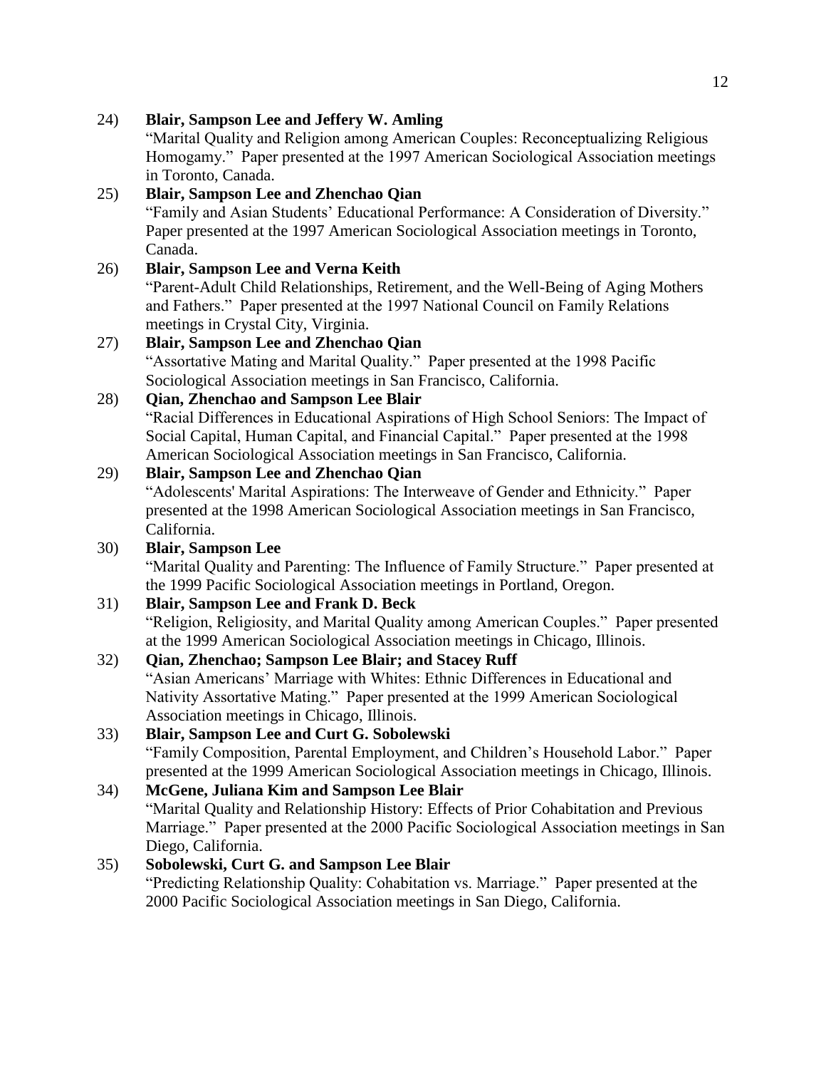24) **Blair, Sampson Lee and Jeffery W. Amling**
"Marital Quality and Religion among American Couples: Reconceptualizing Religious Homogamy." Paper presented at the 1997 American Sociological Association meetings in Toronto, Canada.

25) **Blair, Sampson Lee and Zhenchao Qian**
"Family and Asian Students' Educational Performance: A Consideration of Diversity." Paper presented at the 1997 American Sociological Association meetings in Toronto, Canada.

26) **Blair, Sampson Lee and Verna Keith**
"Parent-Adult Child Relationships, Retirement, and the Well-Being of Aging Mothers and Fathers." Paper presented at the 1997 National Council on Family Relations meetings in Crystal City, Virginia.

27) **Blair, Sampson Lee and Zhenchao Qian**
"Assortative Mating and Marital Quality." Paper presented at the 1998 Pacific Sociological Association meetings in San Francisco, California.

28) **Qian, Zhenchao and Sampson Lee Blair**
"Racial Differences in Educational Aspirations of High School Seniors: The Impact of Social Capital, Human Capital, and Financial Capital." Paper presented at the 1998 American Sociological Association meetings in San Francisco, California.

29) **Blair, Sampson Lee and Zhenchao Qian**
"Adolescents' Marital Aspirations: The Interweave of Gender and Ethnicity." Paper presented at the 1998 American Sociological Association meetings in San Francisco, California.

30) **Blair, Sampson Lee**
"Marital Quality and Parenting: The Influence of Family Structure." Paper presented at the 1999 Pacific Sociological Association meetings in Portland, Oregon.

31) **Blair, Sampson Lee and Frank D. Beck**
"Religion, Religiosity, and Marital Quality among American Couples." Paper presented at the 1999 American Sociological Association meetings in Chicago, Illinois.

32) **Qian, Zhenchao; Sampson Lee Blair; and Stacey Ruff**
"Asian Americans' Marriage with Whites: Ethnic Differences in Educational and Nativity Assortative Mating." Paper presented at the 1999 American Sociological Association meetings in Chicago, Illinois.

33) **Blair, Sampson Lee and Curt G. Sobolewski**
"Family Composition, Parental Employment, and Children's Household Labor." Paper presented at the 1999 American Sociological Association meetings in Chicago, Illinois.

34) **McGene, Juliana Kim and Sampson Lee Blair**
"Marital Quality and Relationship History: Effects of Prior Cohabitation and Previous Marriage." Paper presented at the 2000 Pacific Sociological Association meetings in San Diego, California.

35) **Sobolewski, Curt G. and Sampson Lee Blair**
"Predicting Relationship Quality: Cohabitation vs. Marriage." Paper presented at the 2000 Pacific Sociological Association meetings in San Diego, California.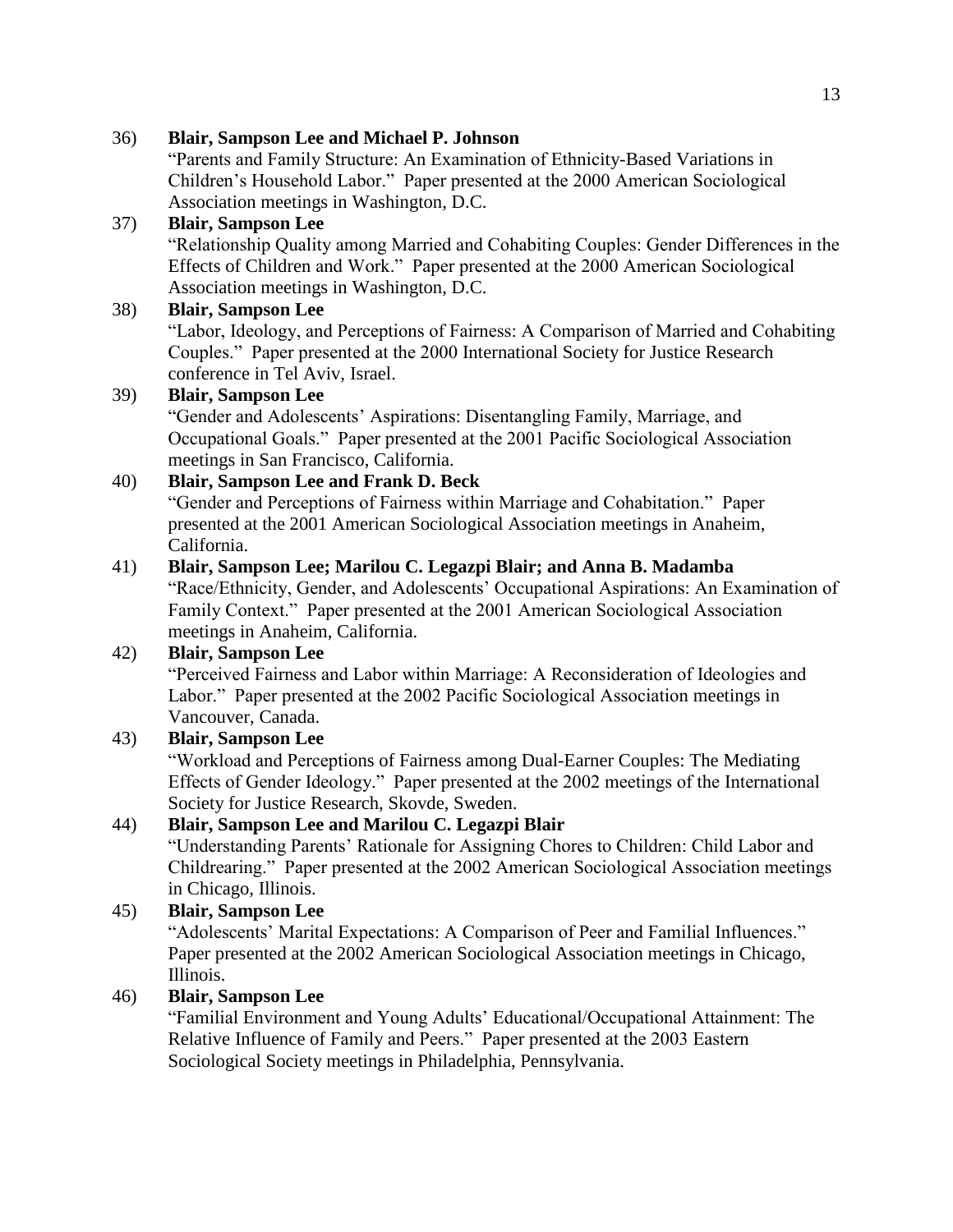36) **Blair, Sampson Lee and Michael P. Johnson**
"Parents and Family Structure: An Examination of Ethnicity-Based Variations in Children's Household Labor." Paper presented at the 2000 American Sociological Association meetings in Washington, D.C.

37) **Blair, Sampson Lee**
"Relationship Quality among Married and Cohabiting Couples: Gender Differences in the Effects of Children and Work." Paper presented at the 2000 American Sociological Association meetings in Washington, D.C.

38) **Blair, Sampson Lee**
"Labor, Ideology, and Perceptions of Fairness: A Comparison of Married and Cohabiting Couples." Paper presented at the 2000 International Society for Justice Research conference in Tel Aviv, Israel.

39) **Blair, Sampson Lee**
"Gender and Adolescents' Aspirations: Disentangling Family, Marriage, and Occupational Goals." Paper presented at the 2001 Pacific Sociological Association meetings in San Francisco, California.

40) **Blair, Sampson Lee and Frank D. Beck**
"Gender and Perceptions of Fairness within Marriage and Cohabitation." Paper presented at the 2001 American Sociological Association meetings in Anaheim, California.

41) **Blair, Sampson Lee; Marilou C. Legazpi Blair; and Anna B. Madamba**
"Race/Ethnicity, Gender, and Adolescents' Occupational Aspirations: An Examination of Family Context." Paper presented at the 2001 American Sociological Association meetings in Anaheim, California.

42) **Blair, Sampson Lee**
"Perceived Fairness and Labor within Marriage: A Reconsideration of Ideologies and Labor." Paper presented at the 2002 Pacific Sociological Association meetings in Vancouver, Canada.

43) **Blair, Sampson Lee**
"Workload and Perceptions of Fairness among Dual-Earner Couples: The Mediating Effects of Gender Ideology." Paper presented at the 2002 meetings of the International Society for Justice Research, Skovde, Sweden.

44) **Blair, Sampson Lee and Marilou C. Legazpi Blair**
"Understanding Parents' Rationale for Assigning Chores to Children: Child Labor and Childrearing." Paper presented at the 2002 American Sociological Association meetings in Chicago, Illinois.

45) **Blair, Sampson Lee**
"Adolescents' Marital Expectations: A Comparison of Peer and Familial Influences." Paper presented at the 2002 American Sociological Association meetings in Chicago, Illinois.

46) **Blair, Sampson Lee**
"Familial Environment and Young Adults' Educational/Occupational Attainment: The Relative Influence of Family and Peers." Paper presented at the 2003 Eastern Sociological Society meetings in Philadelphia, Pennsylvania.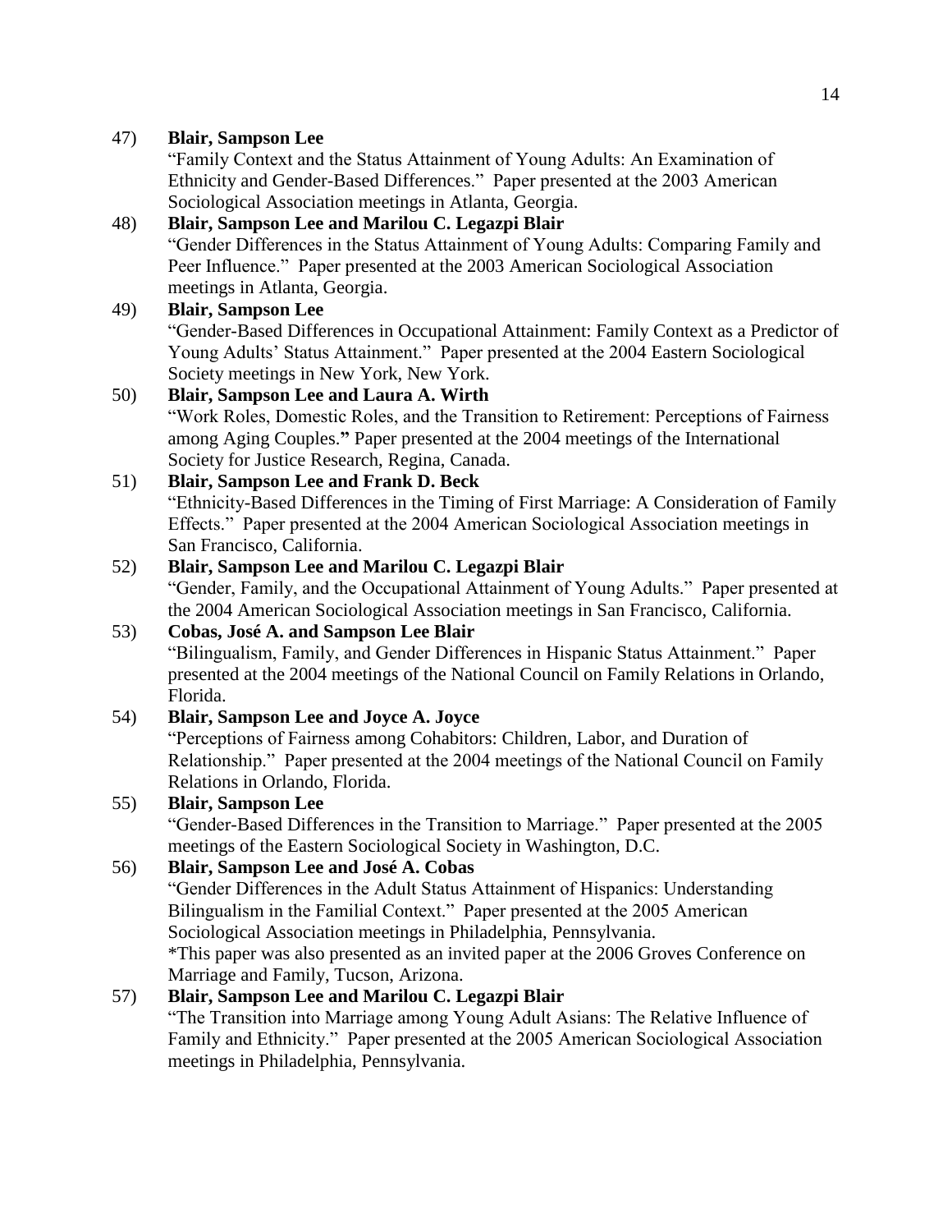47) **Blair, Sampson Lee**
"Family Context and the Status Attainment of Young Adults: An Examination of Ethnicity and Gender-Based Differences." Paper presented at the 2003 American Sociological Association meetings in Atlanta, Georgia.

48) **Blair, Sampson Lee and Marilou C. Legazpi Blair**
"Gender Differences in the Status Attainment of Young Adults: Comparing Family and Peer Influence." Paper presented at the 2003 American Sociological Association meetings in Atlanta, Georgia.

49) **Blair, Sampson Lee**
"Gender-Based Differences in Occupational Attainment: Family Context as a Predictor of Young Adults' Status Attainment." Paper presented at the 2004 Eastern Sociological Society meetings in New York, New York.

50) **Blair, Sampson Lee and Laura A. Wirth**
"Work Roles, Domestic Roles, and the Transition to Retirement: Perceptions of Fairness among Aging Couples." Paper presented at the 2004 meetings of the International Society for Justice Research, Regina, Canada.

51) **Blair, Sampson Lee and Frank D. Beck**
"Ethnicity-Based Differences in the Timing of First Marriage: A Consideration of Family Effects." Paper presented at the 2004 American Sociological Association meetings in San Francisco, California.

52) **Blair, Sampson Lee and Marilou C. Legazpi Blair**
"Gender, Family, and the Occupational Attainment of Young Adults." Paper presented at the 2004 American Sociological Association meetings in San Francisco, California.

53) **Cobas, José A. and Sampson Lee Blair**
"Bilingualism, Family, and Gender Differences in Hispanic Status Attainment." Paper presented at the 2004 meetings of the National Council on Family Relations in Orlando, Florida.

54) **Blair, Sampson Lee and Joyce A. Joyce**
"Perceptions of Fairness among Cohabitors: Children, Labor, and Duration of Relationship." Paper presented at the 2004 meetings of the National Council on Family Relations in Orlando, Florida.

55) **Blair, Sampson Lee**
"Gender-Based Differences in the Transition to Marriage." Paper presented at the 2005 meetings of the Eastern Sociological Society in Washington, D.C.

56) **Blair, Sampson Lee and José A. Cobas**
"Gender Differences in the Adult Status Attainment of Hispanics: Understanding Bilingualism in the Familial Context." Paper presented at the 2005 American Sociological Association meetings in Philadelphia, Pennsylvania.
*This paper was also presented as an invited paper at the 2006 Groves Conference on Marriage and Family, Tucson, Arizona.

57) **Blair, Sampson Lee and Marilou C. Legazpi Blair**
"The Transition into Marriage among Young Adult Asians: The Relative Influence of Family and Ethnicity." Paper presented at the 2005 American Sociological Association meetings in Philadelphia, Pennsylvania.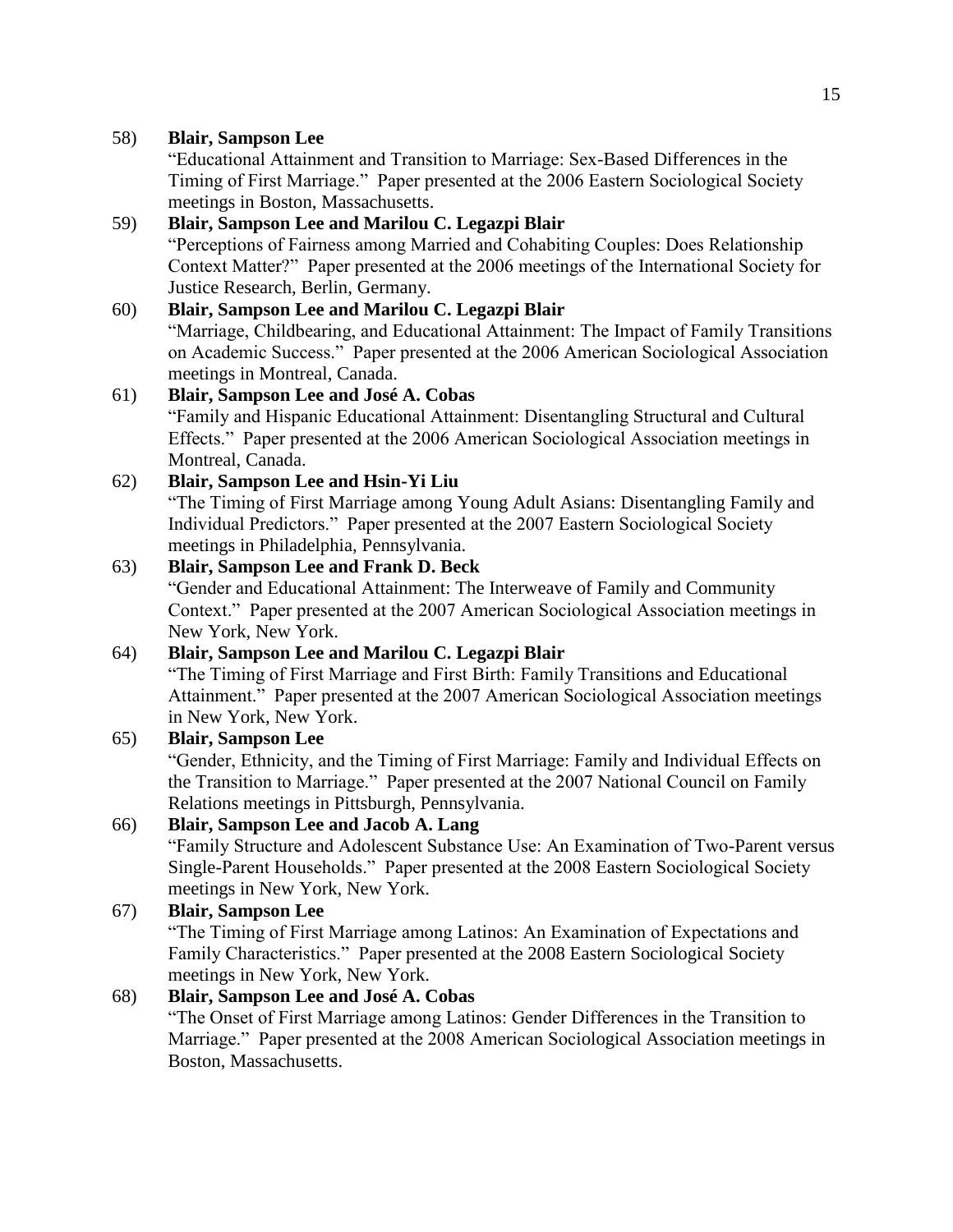58) **Blair, Sampson Lee**
"Educational Attainment and Transition to Marriage: Sex-Based Differences in the Timing of First Marriage." Paper presented at the 2006 Eastern Sociological Society meetings in Boston, Massachusetts.

59) **Blair, Sampson Lee and Marilou C. Legazpi Blair**
"Perceptions of Fairness among Married and Cohabiting Couples: Does Relationship Context Matter?" Paper presented at the 2006 meetings of the International Society for Justice Research, Berlin, Germany.

60) **Blair, Sampson Lee and Marilou C. Legazpi Blair**
"Marriage, Childbearing, and Educational Attainment: The Impact of Family Transitions on Academic Success." Paper presented at the 2006 American Sociological Association meetings in Montreal, Canada.

61) **Blair, Sampson Lee and José A. Cobas**
"Family and Hispanic Educational Attainment: Disentangling Structural and Cultural Effects." Paper presented at the 2006 American Sociological Association meetings in Montreal, Canada.

62) **Blair, Sampson Lee and Hsin-Yi Liu**
"The Timing of First Marriage among Young Adult Asians: Disentangling Family and Individual Predictors." Paper presented at the 2007 Eastern Sociological Society meetings in Philadelphia, Pennsylvania.

63) **Blair, Sampson Lee and Frank D. Beck**
"Gender and Educational Attainment: The Interweave of Family and Community Context." Paper presented at the 2007 American Sociological Association meetings in New York, New York.

64) **Blair, Sampson Lee and Marilou C. Legazpi Blair**
"The Timing of First Marriage and First Birth: Family Transitions and Educational Attainment." Paper presented at the 2007 American Sociological Association meetings in New York, New York.

65) **Blair, Sampson Lee**
"Gender, Ethnicity, and the Timing of First Marriage: Family and Individual Effects on the Transition to Marriage." Paper presented at the 2007 National Council on Family Relations meetings in Pittsburgh, Pennsylvania.

66) **Blair, Sampson Lee and Jacob A. Lang**
"Family Structure and Adolescent Substance Use: An Examination of Two-Parent versus Single-Parent Households." Paper presented at the 2008 Eastern Sociological Society meetings in New York, New York.

67) **Blair, Sampson Lee**
"The Timing of First Marriage among Latinos: An Examination of Expectations and Family Characteristics." Paper presented at the 2008 Eastern Sociological Society meetings in New York, New York.

68) **Blair, Sampson Lee and José A. Cobas**
"The Onset of First Marriage among Latinos: Gender Differences in the Transition to Marriage." Paper presented at the 2008 American Sociological Association meetings in Boston, Massachusetts.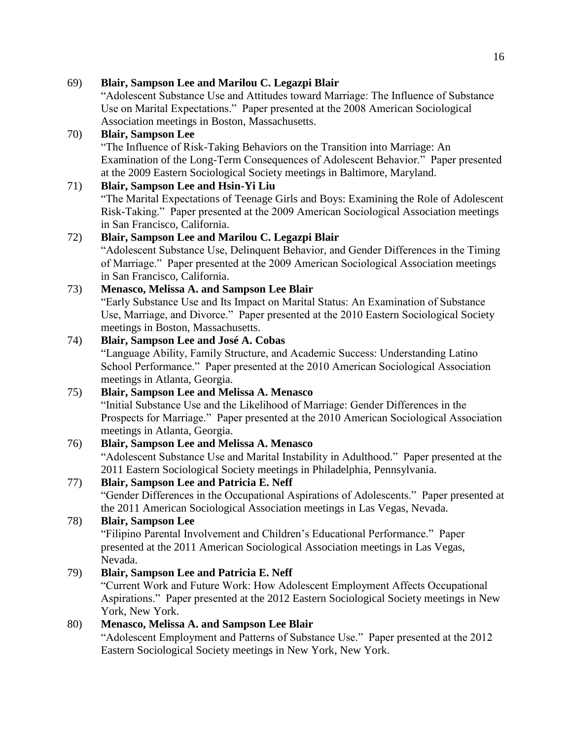69) **Blair, Sampson Lee and Marilou C. Legazpi Blair**
"Adolescent Substance Use and Attitudes toward Marriage: The Influence of Substance Use on Marital Expectations." Paper presented at the 2008 American Sociological Association meetings in Boston, Massachusetts.

70) **Blair, Sampson Lee**
"The Influence of Risk-Taking Behaviors on the Transition into Marriage: An Examination of the Long-Term Consequences of Adolescent Behavior." Paper presented at the 2009 Eastern Sociological Society meetings in Baltimore, Maryland.

71) **Blair, Sampson Lee and Hsin-Yi Liu**
"The Marital Expectations of Teenage Girls and Boys: Examining the Role of Adolescent Risk-Taking." Paper presented at the 2009 American Sociological Association meetings in San Francisco, California.

72) **Blair, Sampson Lee and Marilou C. Legazpi Blair**
"Adolescent Substance Use, Delinquent Behavior, and Gender Differences in the Timing of Marriage." Paper presented at the 2009 American Sociological Association meetings in San Francisco, California.

73) **Menasco, Melissa A. and Sampson Lee Blair**
"Early Substance Use and Its Impact on Marital Status: An Examination of Substance Use, Marriage, and Divorce." Paper presented at the 2010 Eastern Sociological Society meetings in Boston, Massachusetts.

74) **Blair, Sampson Lee and José A. Cobas**
"Language Ability, Family Structure, and Academic Success: Understanding Latino School Performance." Paper presented at the 2010 American Sociological Association meetings in Atlanta, Georgia.

75) **Blair, Sampson Lee and Melissa A. Menasco**
"Initial Substance Use and the Likelihood of Marriage: Gender Differences in the Prospects for Marriage." Paper presented at the 2010 American Sociological Association meetings in Atlanta, Georgia.

76) **Blair, Sampson Lee and Melissa A. Menasco**
"Adolescent Substance Use and Marital Instability in Adulthood." Paper presented at the 2011 Eastern Sociological Society meetings in Philadelphia, Pennsylvania.

77) **Blair, Sampson Lee and Patricia E. Neff**
"Gender Differences in the Occupational Aspirations of Adolescents." Paper presented at the 2011 American Sociological Association meetings in Las Vegas, Nevada.

78) **Blair, Sampson Lee**
"Filipino Parental Involvement and Children's Educational Performance." Paper presented at the 2011 American Sociological Association meetings in Las Vegas, Nevada.

79) **Blair, Sampson Lee and Patricia E. Neff**
"Current Work and Future Work: How Adolescent Employment Affects Occupational Aspirations." Paper presented at the 2012 Eastern Sociological Society meetings in New York, New York.

80) **Menasco, Melissa A. and Sampson Lee Blair**
"Adolescent Employment and Patterns of Substance Use." Paper presented at the 2012 Eastern Sociological Society meetings in New York, New York.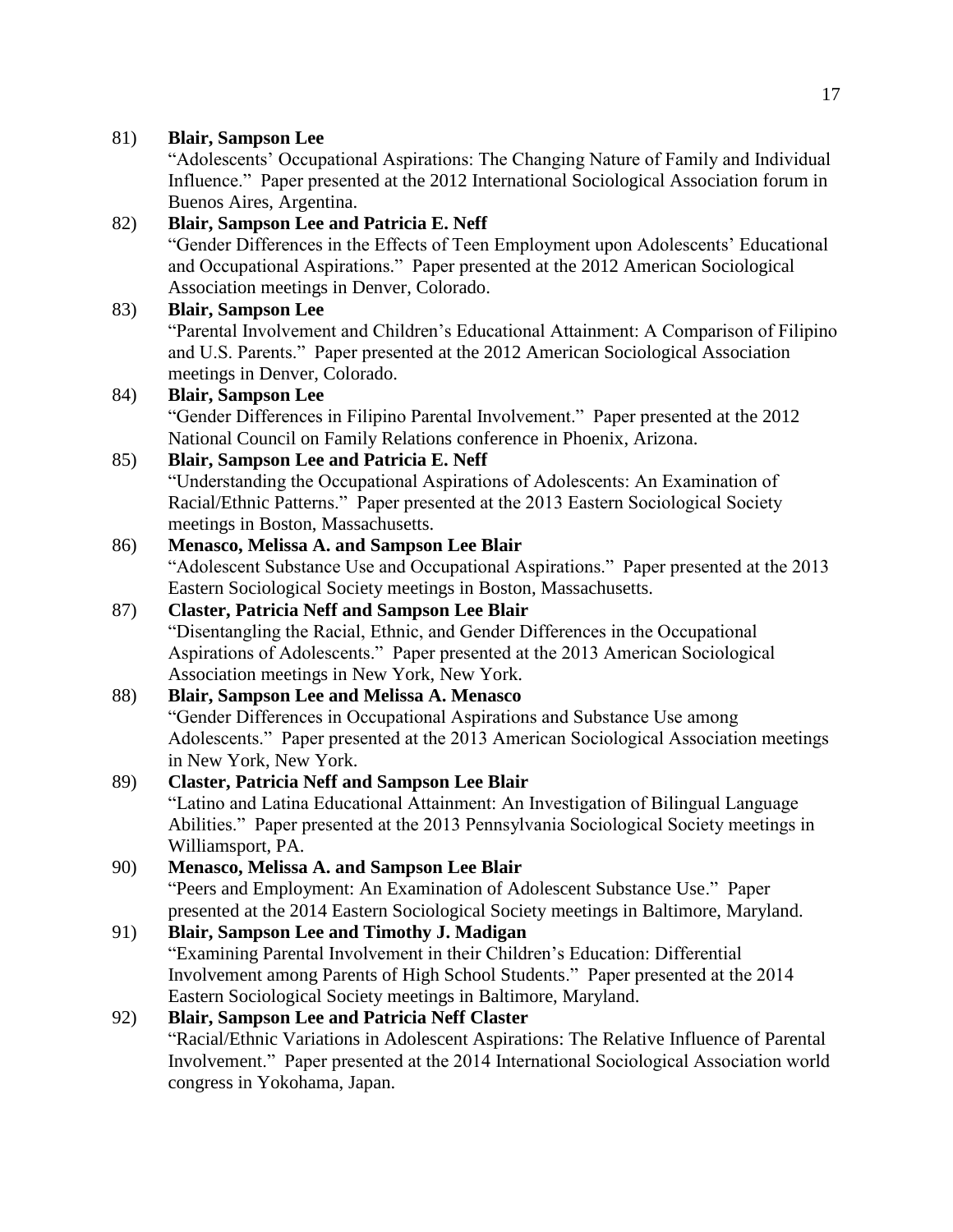81) **Blair, Sampson Lee**
"Adolescents' Occupational Aspirations: The Changing Nature of Family and Individual Influence." Paper presented at the 2012 International Sociological Association forum in Buenos Aires, Argentina.

82) **Blair, Sampson Lee and Patricia E. Neff**
"Gender Differences in the Effects of Teen Employment upon Adolescents' Educational and Occupational Aspirations." Paper presented at the 2012 American Sociological Association meetings in Denver, Colorado.

83) **Blair, Sampson Lee**
"Parental Involvement and Children's Educational Attainment: A Comparison of Filipino and U.S. Parents." Paper presented at the 2012 American Sociological Association meetings in Denver, Colorado.

84) **Blair, Sampson Lee**
"Gender Differences in Filipino Parental Involvement." Paper presented at the 2012 National Council on Family Relations conference in Phoenix, Arizona.

85) **Blair, Sampson Lee and Patricia E. Neff**
"Understanding the Occupational Aspirations of Adolescents: An Examination of Racial/Ethnic Patterns." Paper presented at the 2013 Eastern Sociological Society meetings in Boston, Massachusetts.

86) **Menasco, Melissa A. and Sampson Lee Blair**
"Adolescent Substance Use and Occupational Aspirations." Paper presented at the 2013 Eastern Sociological Society meetings in Boston, Massachusetts.

87) **Claster, Patricia Neff and Sampson Lee Blair**
"Disentangling the Racial, Ethnic, and Gender Differences in the Occupational Aspirations of Adolescents." Paper presented at the 2013 American Sociological Association meetings in New York, New York.

88) **Blair, Sampson Lee and Melissa A. Menasco**
"Gender Differences in Occupational Aspirations and Substance Use among Adolescents." Paper presented at the 2013 American Sociological Association meetings in New York, New York.

89) **Claster, Patricia Neff and Sampson Lee Blair**
"Latino and Latina Educational Attainment: An Investigation of Bilingual Language Abilities." Paper presented at the 2013 Pennsylvania Sociological Society meetings in Williamsport, PA.

90) **Menasco, Melissa A. and Sampson Lee Blair**
"Peers and Employment: An Examination of Adolescent Substance Use." Paper presented at the 2014 Eastern Sociological Society meetings in Baltimore, Maryland.

91) **Blair, Sampson Lee and Timothy J. Madigan**
"Examining Parental Involvement in their Children's Education: Differential Involvement among Parents of High School Students." Paper presented at the 2014 Eastern Sociological Society meetings in Baltimore, Maryland.

92) **Blair, Sampson Lee and Patricia Neff Claster**
"Racial/Ethnic Variations in Adolescent Aspirations: The Relative Influence of Parental Involvement." Paper presented at the 2014 International Sociological Association world congress in Yokohama, Japan.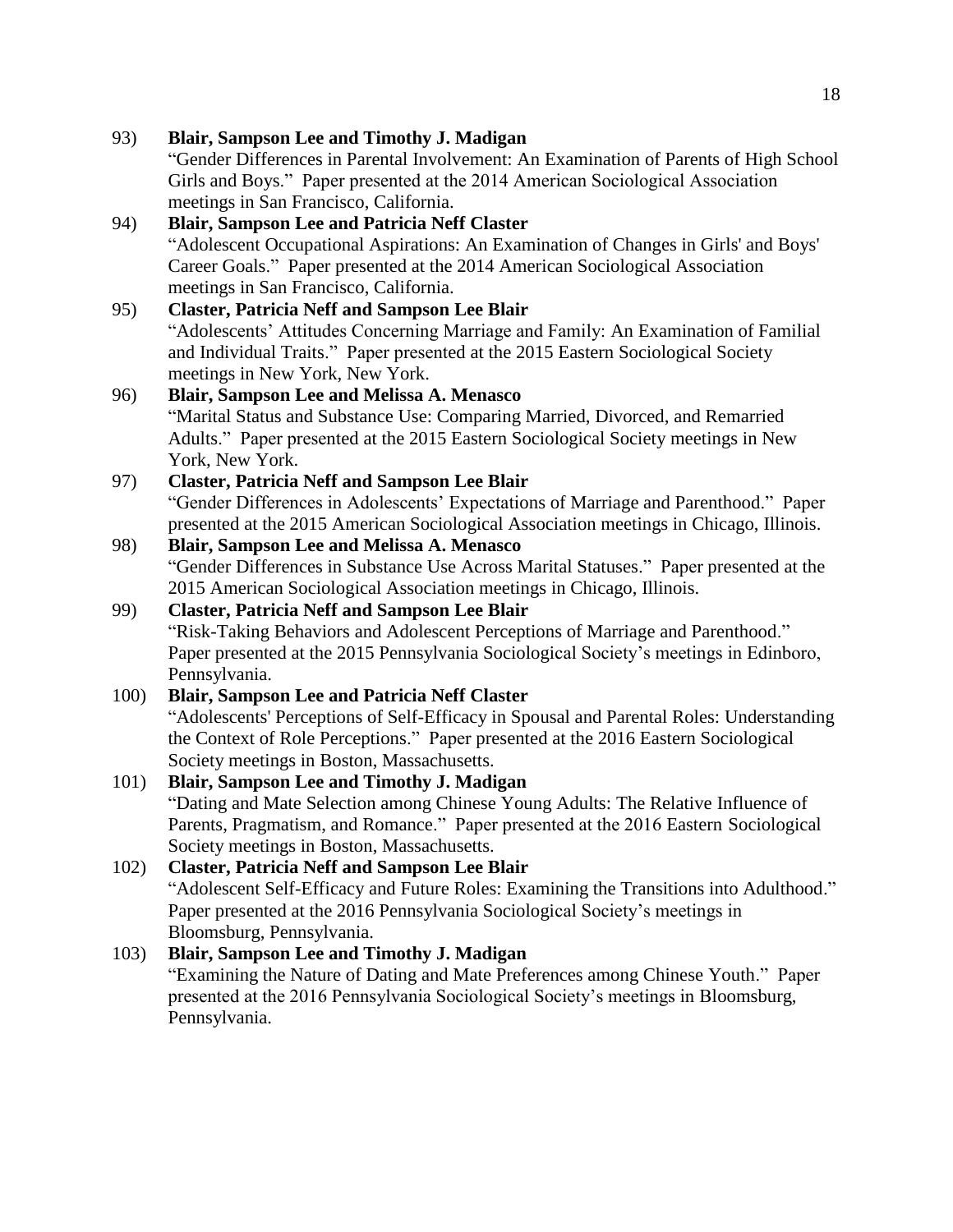93) **Blair, Sampson Lee and Timothy J. Madigan**
"Gender Differences in Parental Involvement: An Examination of Parents of High School Girls and Boys." Paper presented at the 2014 American Sociological Association meetings in San Francisco, California.

94) **Blair, Sampson Lee and Patricia Neff Claster**
"Adolescent Occupational Aspirations: An Examination of Changes in Girls' and Boys' Career Goals." Paper presented at the 2014 American Sociological Association meetings in San Francisco, California.

95) **Claster, Patricia Neff and Sampson Lee Blair**
"Adolescents' Attitudes Concerning Marriage and Family: An Examination of Familial and Individual Traits." Paper presented at the 2015 Eastern Sociological Society meetings in New York, New York.

96) **Blair, Sampson Lee and Melissa A. Menasco**
"Marital Status and Substance Use: Comparing Married, Divorced, and Remarried Adults." Paper presented at the 2015 Eastern Sociological Society meetings in New York, New York.

97) **Claster, Patricia Neff and Sampson Lee Blair**
"Gender Differences in Adolescents' Expectations of Marriage and Parenthood." Paper presented at the 2015 American Sociological Association meetings in Chicago, Illinois.

98) **Blair, Sampson Lee and Melissa A. Menasco**
"Gender Differences in Substance Use Across Marital Statuses." Paper presented at the 2015 American Sociological Association meetings in Chicago, Illinois.

99) **Claster, Patricia Neff and Sampson Lee Blair**
"Risk-Taking Behaviors and Adolescent Perceptions of Marriage and Parenthood." Paper presented at the 2015 Pennsylvania Sociological Society's meetings in Edinboro, Pennsylvania.

100) **Blair, Sampson Lee and Patricia Neff Claster**
"Adolescents' Perceptions of Self-Efficacy in Spousal and Parental Roles: Understanding the Context of Role Perceptions." Paper presented at the 2016 Eastern Sociological Society meetings in Boston, Massachusetts.

101) **Blair, Sampson Lee and Timothy J. Madigan**
"Dating and Mate Selection among Chinese Young Adults: The Relative Influence of Parents, Pragmatism, and Romance." Paper presented at the 2016 Eastern Sociological Society meetings in Boston, Massachusetts.

102) **Claster, Patricia Neff and Sampson Lee Blair**
"Adolescent Self-Efficacy and Future Roles: Examining the Transitions into Adulthood." Paper presented at the 2016 Pennsylvania Sociological Society's meetings in Bloomsburg, Pennsylvania.

103) **Blair, Sampson Lee and Timothy J. Madigan**
"Examining the Nature of Dating and Mate Preferences among Chinese Youth." Paper presented at the 2016 Pennsylvania Sociological Society's meetings in Bloomsburg, Pennsylvania.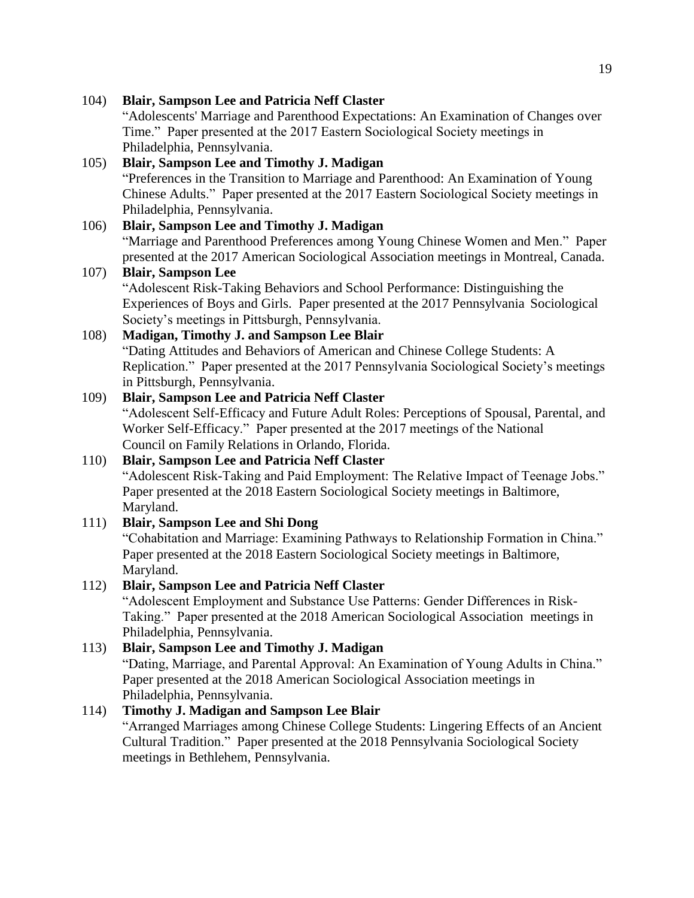104) **Blair, Sampson Lee and Patricia Neff Claster**
“Adolescents' Marriage and Parenthood Expectations: An Examination of Changes over Time.” Paper presented at the 2017 Eastern Sociological Society meetings in Philadelphia, Pennsylvania.

105) **Blair, Sampson Lee and Timothy J. Madigan**
“Preferences in the Transition to Marriage and Parenthood: An Examination of Young Chinese Adults.” Paper presented at the 2017 Eastern Sociological Society meetings in Philadelphia, Pennsylvania.

106) **Blair, Sampson Lee and Timothy J. Madigan**
“Marriage and Parenthood Preferences among Young Chinese Women and Men.” Paper presented at the 2017 American Sociological Association meetings in Montreal, Canada.

107) **Blair, Sampson Lee**
“Adolescent Risk-Taking Behaviors and School Performance: Distinguishing the Experiences of Boys and Girls. Paper presented at the 2017 Pennsylvania Sociological Society’s meetings in Pittsburgh, Pennsylvania.

108) **Madigan, Timothy J. and Sampson Lee Blair**
“Dating Attitudes and Behaviors of American and Chinese College Students: A Replication.” Paper presented at the 2017 Pennsylvania Sociological Society’s meetings in Pittsburgh, Pennsylvania.

109) **Blair, Sampson Lee and Patricia Neff Claster**
“Adolescent Self-Efficacy and Future Adult Roles: Perceptions of Spousal, Parental, and Worker Self-Efficacy.” Paper presented at the 2017 meetings of the National Council on Family Relations in Orlando, Florida.

110) **Blair, Sampson Lee and Patricia Neff Claster**
“Adolescent Risk-Taking and Paid Employment: The Relative Impact of Teenage Jobs.” Paper presented at the 2018 Eastern Sociological Society meetings in Baltimore, Maryland.

111) **Blair, Sampson Lee and Shi Dong**
“Cohabitation and Marriage: Examining Pathways to Relationship Formation in China.” Paper presented at the 2018 Eastern Sociological Society meetings in Baltimore, Maryland.

112) **Blair, Sampson Lee and Patricia Neff Claster**
“Adolescent Employment and Substance Use Patterns: Gender Differences in Risk-Taking.” Paper presented at the 2018 American Sociological Association meetings in Philadelphia, Pennsylvania.

113) **Blair, Sampson Lee and Timothy J. Madigan**
“Dating, Marriage, and Parental Approval: An Examination of Young Adults in China.” Paper presented at the 2018 American Sociological Association meetings in Philadelphia, Pennsylvania.

114) **Timothy J. Madigan and Sampson Lee Blair**
“Arranged Marriages among Chinese College Students: Lingering Effects of an Ancient Cultural Tradition.” Paper presented at the 2018 Pennsylvania Sociological Society meetings in Bethlehem, Pennsylvania.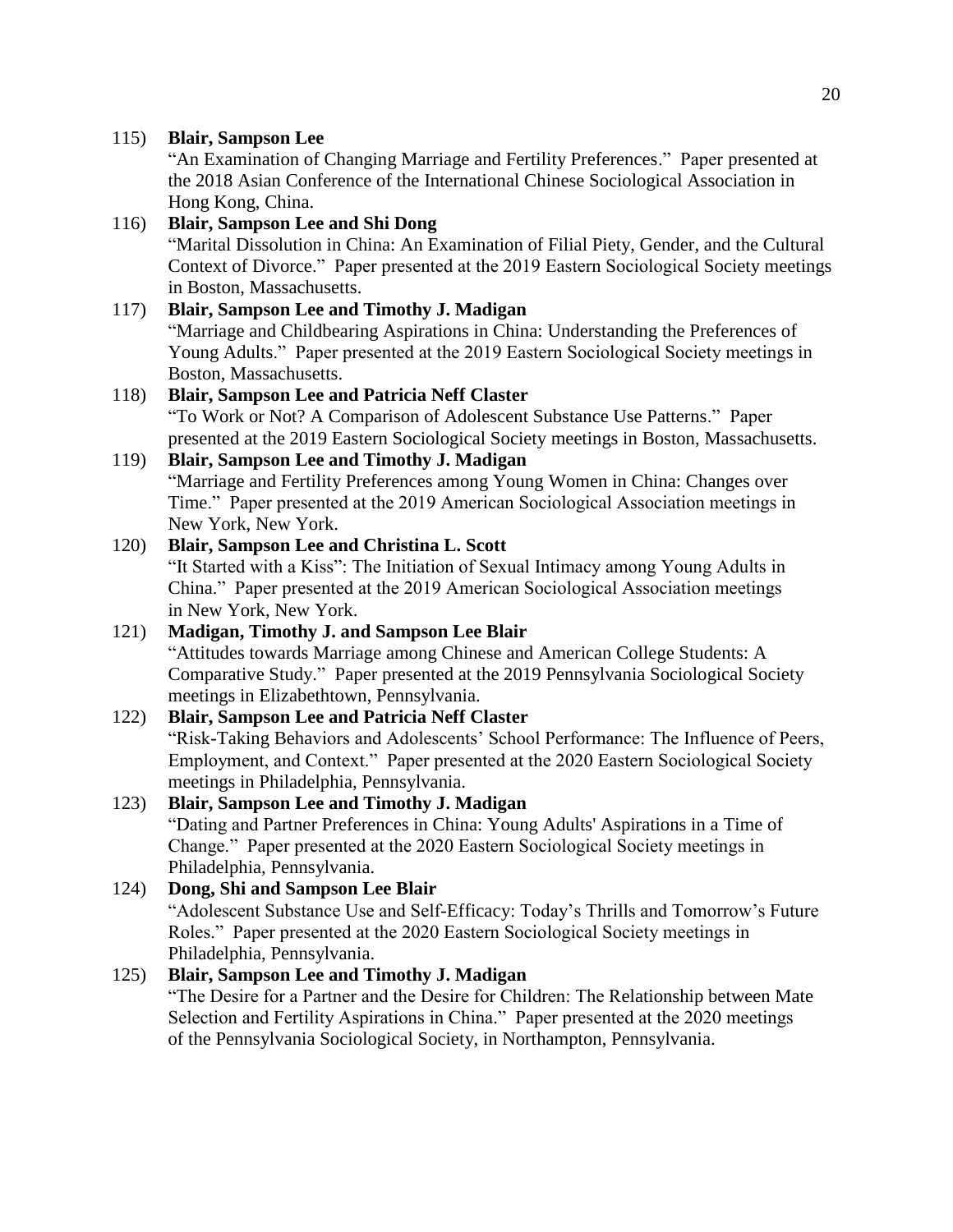115) **Blair, Sampson Lee**
“An Examination of Changing Marriage and Fertility Preferences.” Paper presented at the 2018 Asian Conference of the International Chinese Sociological Association in Hong Kong, China.

116) **Blair, Sampson Lee and Shi Dong**
“Marital Dissolution in China: An Examination of Filial Piety, Gender, and the Cultural Context of Divorce.” Paper presented at the 2019 Eastern Sociological Society meetings in Boston, Massachusetts.

117) **Blair, Sampson Lee and Timothy J. Madigan**
“Marriage and Childbearing Aspirations in China: Understanding the Preferences of Young Adults.” Paper presented at the 2019 Eastern Sociological Society meetings in Boston, Massachusetts.

118) **Blair, Sampson Lee and Patricia Neff Claster**
“To Work or Not? A Comparison of Adolescent Substance Use Patterns.” Paper presented at the 2019 Eastern Sociological Society meetings in Boston, Massachusetts.

119) **Blair, Sampson Lee and Timothy J. Madigan**
“Marriage and Fertility Preferences among Young Women in China: Changes over Time.” Paper presented at the 2019 American Sociological Association meetings in New York, New York.

120) **Blair, Sampson Lee and Christina L. Scott**
“It Started with a Kiss”: The Initiation of Sexual Intimacy among Young Adults in China.” Paper presented at the 2019 American Sociological Association meetings in New York, New York.

121) **Madigan, Timothy J. and Sampson Lee Blair**
“Attitudes towards Marriage among Chinese and American College Students: A Comparative Study.” Paper presented at the 2019 Pennsylvania Sociological Society meetings in Elizabethtown, Pennsylvania.

122) **Blair, Sampson Lee and Patricia Neff Claster**
“Risk-Taking Behaviors and Adolescents’ School Performance: The Influence of Peers, Employment, and Context.” Paper presented at the 2020 Eastern Sociological Society meetings in Philadelphia, Pennsylvania.

123) **Blair, Sampson Lee and Timothy J. Madigan**
“Dating and Partner Preferences in China: Young Adults' Aspirations in a Time of Change.” Paper presented at the 2020 Eastern Sociological Society meetings in Philadelphia, Pennsylvania.

124) **Dong, Shi and Sampson Lee Blair**
“Adolescent Substance Use and Self-Efficacy: Today’s Thrills and Tomorrow’s Future Roles.” Paper presented at the 2020 Eastern Sociological Society meetings in Philadelphia, Pennsylvania.

125) **Blair, Sampson Lee and Timothy J. Madigan**
“The Desire for a Partner and the Desire for Children: The Relationship between Mate Selection and Fertility Aspirations in China.” Paper presented at the 2020 meetings of the Pennsylvania Sociological Society, in Northampton, Pennsylvania.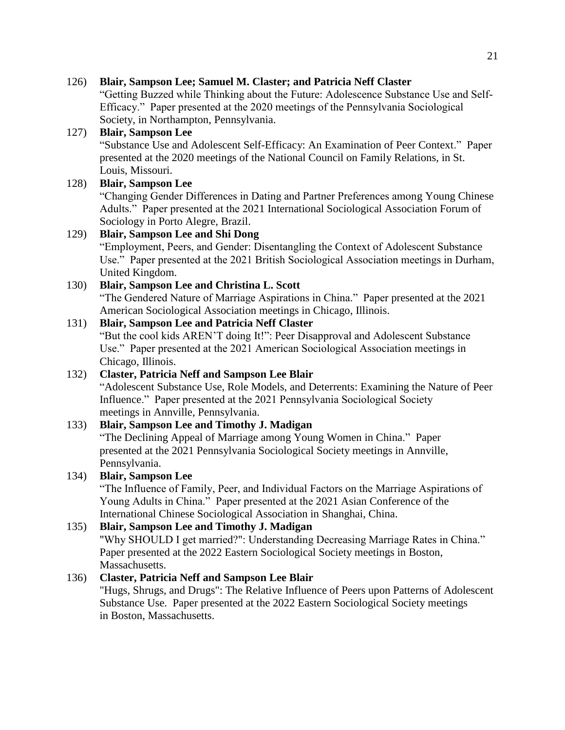126) **Blair, Sampson Lee; Samuel M. Claster; and Patricia Neff Claster**
“Getting Buzzed while Thinking about the Future: Adolescence Substance Use and Self-Efficacy.” Paper presented at the 2020 meetings of the Pennsylvania Sociological Society, in Northampton, Pennsylvania.

127) **Blair, Sampson Lee**
“Substance Use and Adolescent Self-Efficacy: An Examination of Peer Context.” Paper presented at the 2020 meetings of the National Council on Family Relations, in St. Louis, Missouri.

128) **Blair, Sampson Lee**
“Changing Gender Differences in Dating and Partner Preferences among Young Chinese Adults.” Paper presented at the 2021 International Sociological Association Forum of Sociology in Porto Alegre, Brazil.

129) **Blair, Sampson Lee and Shi Dong**
“Employment, Peers, and Gender: Disentangling the Context of Adolescent Substance Use.” Paper presented at the 2021 British Sociological Association meetings in Durham, United Kingdom.

130) **Blair, Sampson Lee and Christina L. Scott**
“The Gendered Nature of Marriage Aspirations in China.” Paper presented at the 2021 American Sociological Association meetings in Chicago, Illinois.

131) **Blair, Sampson Lee and Patricia Neff Claster**
“But the cool kids AREN’T doing It!”: Peer Disapproval and Adolescent Substance Use.” Paper presented at the 2021 American Sociological Association meetings in Chicago, Illinois.

132) **Claster, Patricia Neff and Sampson Lee Blair**
“Adolescent Substance Use, Role Models, and Deterrents: Examining the Nature of Peer Influence.” Paper presented at the 2021 Pennsylvania Sociological Society meetings in Annville, Pennsylvania.

133) **Blair, Sampson Lee and Timothy J. Madigan**
“The Declining Appeal of Marriage among Young Women in China.” Paper presented at the 2021 Pennsylvania Sociological Society meetings in Annville, Pennsylvania.

134) **Blair, Sampson Lee**
“The Influence of Family, Peer, and Individual Factors on the Marriage Aspirations of Young Adults in China.” Paper presented at the 2021 Asian Conference of the International Chinese Sociological Association in Shanghai, China.

135) **Blair, Sampson Lee and Timothy J. Madigan**
"Why SHOULD I get married?": Understanding Decreasing Marriage Rates in China.” Paper presented at the 2022 Eastern Sociological Society meetings in Boston, Massachusetts.

136) **Claster, Patricia Neff and Sampson Lee Blair**
"Hugs, Shrugs, and Drugs": The Relative Influence of Peers upon Patterns of Adolescent Substance Use. Paper presented at the 2022 Eastern Sociological Society meetings in Boston, Massachusetts.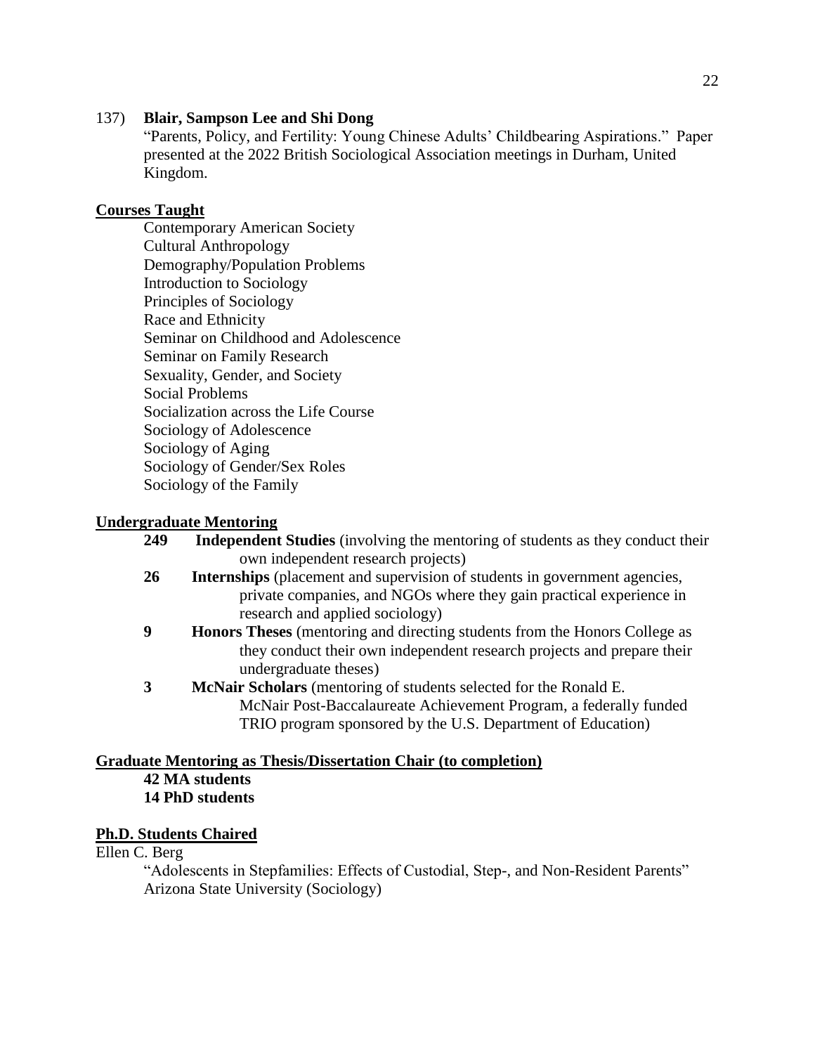137) **Blair, Sampson Lee and Shi Dong**
"Parents, Policy, and Fertility: Young Chinese Adults' Childbearing Aspirations." Paper presented at the 2022 British Sociological Association meetings in Durham, United Kingdom.

## Courses Taught

- Contemporary American Society
- Cultural Anthropology
- Demography/Population Problems
- Introduction to Sociology
- Principles of Sociology
- Race and Ethnicity
- Seminar on Childhood and Adolescence
- Seminar on Family Research
- Sexuality, Gender, and Society
- Social Problems
- Socialization across the Life Course
- Sociology of Adolescence
- Sociology of Aging
- Sociology of Gender/Sex Roles
- Sociology of the Family

## Undergraduate Mentoring

**249** **Independent Studies** (involving the mentoring of students as they conduct their own independent research projects)

**26** **Internships** (placement and supervision of students in government agencies, private companies, and NGOs where they gain practical experience in research and applied sociology)

**9** **Honors Theses** (mentoring and directing students from the Honors College as they conduct their own independent research projects and prepare their undergraduate theses)

**3** **McNair Scholars** (mentoring of students selected for the Ronald E. McNair Post-Baccalaureate Achievement Program, a federally funded TRIO program sponsored by the U.S. Department of Education)

## Graduate Mentoring as Thesis/Dissertation Chair (to completion)

**42 MA students**
**14 PhD students**

## Ph.D. Students Chaired

Ellen C. Berg
"Adolescents in Stepfamilies: Effects of Custodial, Step-, and Non-Resident Parents"
Arizona State University (Sociology)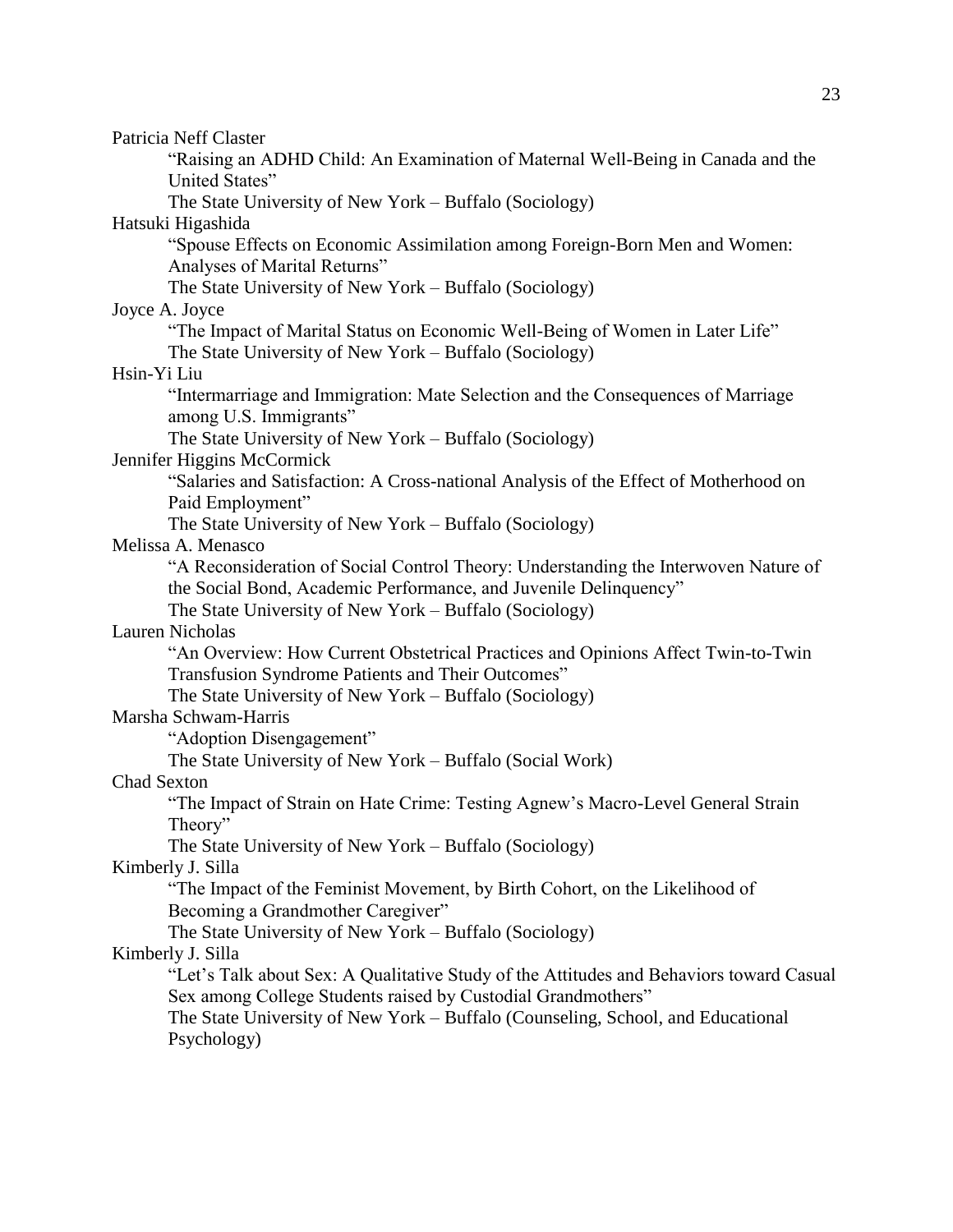Patricia Neff Claster

"Raising an ADHD Child: An Examination of Maternal Well-Being in Canada and the United States"

The State University of New York – Buffalo (Sociology)

Hatsuki Higashida

"Spouse Effects on Economic Assimilation among Foreign-Born Men and Women: Analyses of Marital Returns"

The State University of New York – Buffalo (Sociology)

Joyce A. Joyce

"The Impact of Marital Status on Economic Well-Being of Women in Later Life"

The State University of New York – Buffalo (Sociology)

Hsin-Yi Liu

"Intermarriage and Immigration: Mate Selection and the Consequences of Marriage among U.S. Immigrants"

The State University of New York – Buffalo (Sociology)

Jennifer Higgins McCormick

"Salaries and Satisfaction: A Cross-national Analysis of the Effect of Motherhood on Paid Employment"

The State University of New York – Buffalo (Sociology)

Melissa A. Menasco

"A Reconsideration of Social Control Theory: Understanding the Interwoven Nature of the Social Bond, Academic Performance, and Juvenile Delinquency"

The State University of New York – Buffalo (Sociology)

Lauren Nicholas

"An Overview: How Current Obstetrical Practices and Opinions Affect Twin-to-Twin Transfusion Syndrome Patients and Their Outcomes"

The State University of New York – Buffalo (Sociology)

Marsha Schwam-Harris

"Adoption Disengagement"

The State University of New York – Buffalo (Social Work)

Chad Sexton

"The Impact of Strain on Hate Crime: Testing Agnew's Macro-Level General Strain Theory"

The State University of New York – Buffalo (Sociology)

Kimberly J. Silla

"The Impact of the Feminist Movement, by Birth Cohort, on the Likelihood of Becoming a Grandmother Caregiver"

The State University of New York – Buffalo (Sociology)

Kimberly J. Silla

"Let's Talk about Sex: A Qualitative Study of the Attitudes and Behaviors toward Casual Sex among College Students raised by Custodial Grandmothers"

The State University of New York – Buffalo (Counseling, School, and Educational Psychology)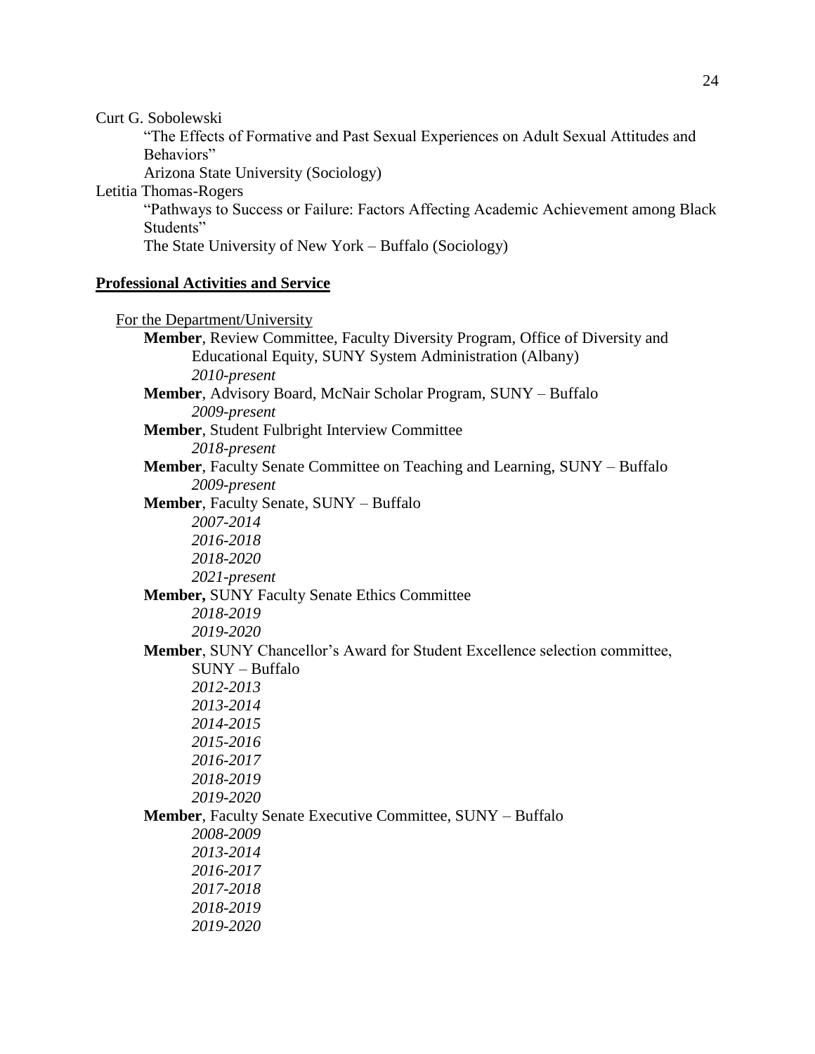Curt G. Sobolewski

"The Effects of Formative and Past Sexual Experiences on Adult Sexual Attitudes and Behaviors"

Arizona State University (Sociology)

Letitia Thomas-Rogers

"Pathways to Success or Failure: Factors Affecting Academic Achievement among Black Students"

The State University of New York – Buffalo (Sociology)

## Professional Activities and Service

For the Department/University

**Member**, Review Committee, Faculty Diversity Program, Office of Diversity and Educational Equity, SUNY System Administration (Albany)
*2010-present*

**Member**, Advisory Board, McNair Scholar Program, SUNY – Buffalo
*2009-present*

**Member**, Student Fulbright Interview Committee
*2018-present*

**Member**, Faculty Senate Committee on Teaching and Learning, SUNY – Buffalo
*2009-present*

**Member**, Faculty Senate, SUNY – Buffalo
*2007-2014*
*2016-2018*
*2018-2020*
*2021-present*

**Member,** SUNY Faculty Senate Ethics Committee
*2018-2019*
*2019-2020*

**Member**, SUNY Chancellor's Award for Student Excellence selection committee, SUNY – Buffalo
*2012-2013*
*2013-2014*
*2014-2015*
*2015-2016*
*2016-2017*
*2018-2019*
*2019-2020*

**Member**, Faculty Senate Executive Committee, SUNY – Buffalo
*2008-2009*
*2013-2014*
*2016-2017*
*2017-2018*
*2018-2019*
*2019-2020*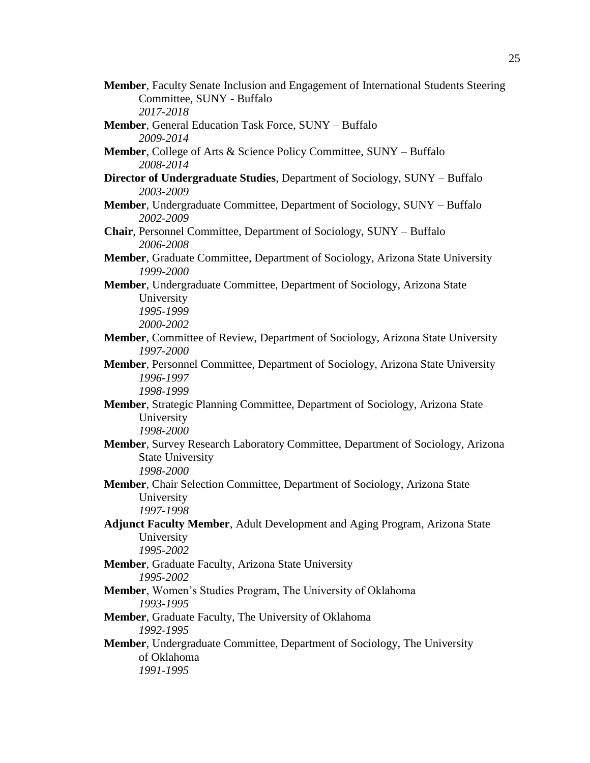**Member**, Faculty Senate Inclusion and Engagement of International Students Steering Committee, SUNY - Buffalo
*2017-2018*

**Member**, General Education Task Force, SUNY – Buffalo
*2009-2014*

**Member**, College of Arts & Science Policy Committee, SUNY – Buffalo
*2008-2014*

**Director of Undergraduate Studies**, Department of Sociology, SUNY – Buffalo
*2003-2009*

**Member**, Undergraduate Committee, Department of Sociology, SUNY – Buffalo
*2002-2009*

**Chair**, Personnel Committee, Department of Sociology, SUNY – Buffalo
*2006-2008*

**Member**, Graduate Committee, Department of Sociology, Arizona State University
*1999-2000*

**Member**, Undergraduate Committee, Department of Sociology, Arizona State University
*1995-1999*
*2000-2002*

**Member**, Committee of Review, Department of Sociology, Arizona State University
*1997-2000*

**Member**, Personnel Committee, Department of Sociology, Arizona State University
*1996-1997*
*1998-1999*

**Member**, Strategic Planning Committee, Department of Sociology, Arizona State University
*1998-2000*

**Member**, Survey Research Laboratory Committee, Department of Sociology, Arizona State University
*1998-2000*

**Member**, Chair Selection Committee, Department of Sociology, Arizona State University
*1997-1998*

**Adjunct Faculty Member**, Adult Development and Aging Program, Arizona State University
*1995-2002*

**Member**, Graduate Faculty, Arizona State University
*1995-2002*

**Member**, Women's Studies Program, The University of Oklahoma
*1993-1995*

**Member**, Graduate Faculty, The University of Oklahoma
*1992-1995*

**Member**, Undergraduate Committee, Department of Sociology, The University of Oklahoma
*1991-1995*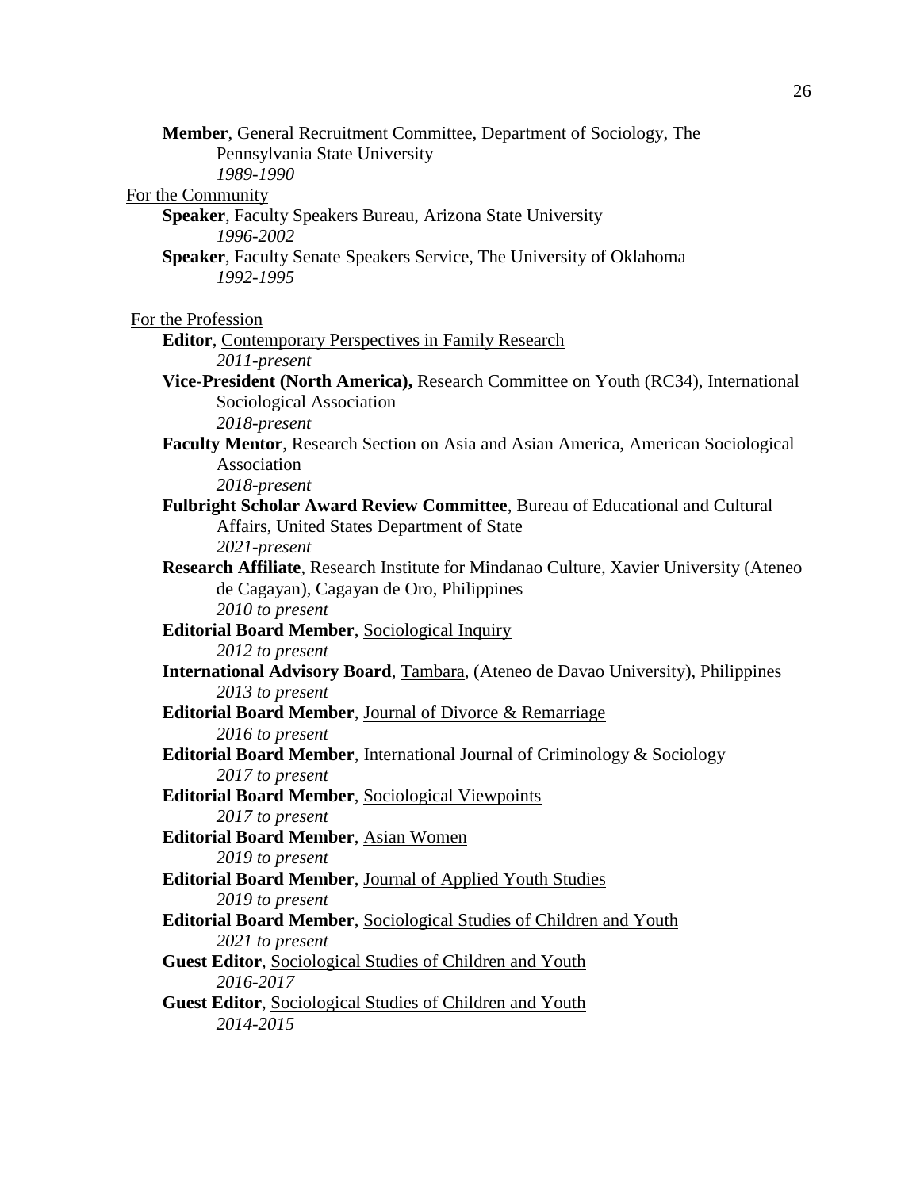**Member**, General Recruitment Committee, Department of Sociology, The Pennsylvania State University
*1989-1990*

For the Community

**Speaker**, Faculty Speakers Bureau, Arizona State University
*1996-2002*

**Speaker**, Faculty Senate Speakers Service, The University of Oklahoma
*1992-1995*

For the Profession

**Editor**, Contemporary Perspectives in Family Research
*2011-present*

**Vice-President (North America),** Research Committee on Youth (RC34), International Sociological Association
*2018-present*

**Faculty Mentor**, Research Section on Asia and Asian America, American Sociological Association
*2018-present*

**Fulbright Scholar Award Review Committee**, Bureau of Educational and Cultural Affairs, United States Department of State
*2021-present*

**Research Affiliate**, Research Institute for Mindanao Culture, Xavier University (Ateneo de Cagayan), Cagayan de Oro, Philippines
*2010 to present*

**Editorial Board Member**, Sociological Inquiry
*2012 to present*

**International Advisory Board**, Tambara, (Ateneo de Davao University), Philippines
*2013 to present*

**Editorial Board Member**, Journal of Divorce & Remarriage
*2016 to present*

**Editorial Board Member**, International Journal of Criminology & Sociology
*2017 to present*

**Editorial Board Member**, Sociological Viewpoints
*2017 to present*

**Editorial Board Member**, Asian Women
*2019 to present*

**Editorial Board Member**, Journal of Applied Youth Studies
*2019 to present*

**Editorial Board Member**, Sociological Studies of Children and Youth
*2021 to present*

**Guest Editor**, Sociological Studies of Children and Youth
*2016-2017*

**Guest Editor**, Sociological Studies of Children and Youth
*2014-2015*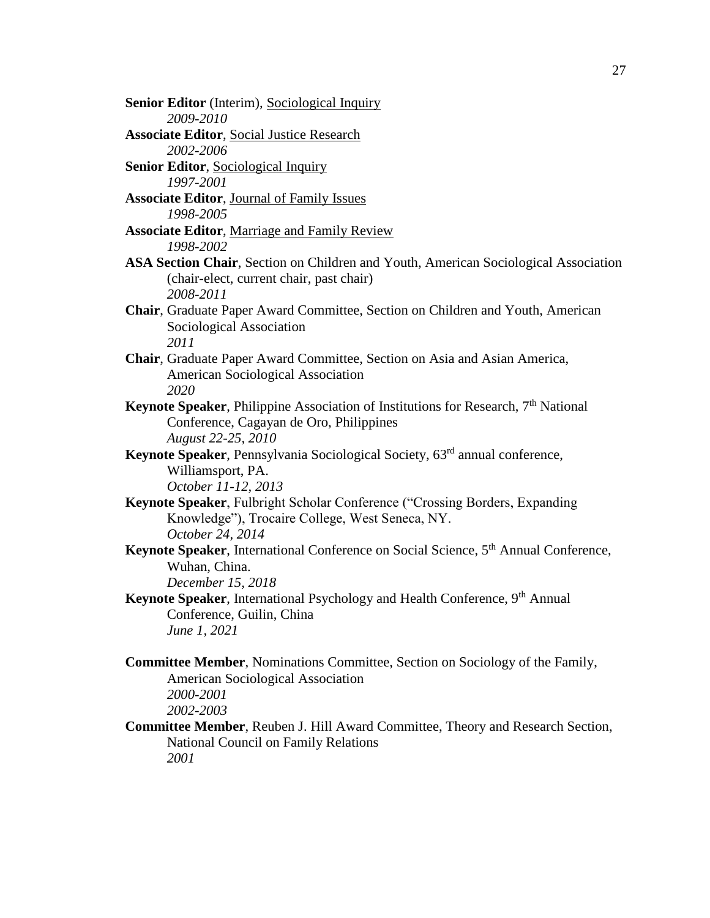**Senior Editor** (Interim), Sociological Inquiry
*2009-2010*

**Associate Editor**, Social Justice Research
*2002-2006*

**Senior Editor**, Sociological Inquiry
*1997-2001*

**Associate Editor**, Journal of Family Issues
*1998-2005*

**Associate Editor**, Marriage and Family Review
*1998-2002*

**ASA Section Chair**, Section on Children and Youth, American Sociological Association (chair-elect, current chair, past chair)
*2008-2011*

**Chair**, Graduate Paper Award Committee, Section on Children and Youth, American Sociological Association
*2011*

**Chair**, Graduate Paper Award Committee, Section on Asia and Asian America, American Sociological Association
*2020*

**Keynote Speaker**, Philippine Association of Institutions for Research, 7th National Conference, Cagayan de Oro, Philippines
*August 22-25, 2010*

**Keynote Speaker**, Pennsylvania Sociological Society, 63rd annual conference, Williamsport, PA.
*October 11-12, 2013*

**Keynote Speaker**, Fulbright Scholar Conference ("Crossing Borders, Expanding Knowledge"), Trocaire College, West Seneca, NY.
*October 24, 2014*

**Keynote Speaker**, International Conference on Social Science, 5th Annual Conference, Wuhan, China.
*December 15, 2018*

**Keynote Speaker**, International Psychology and Health Conference, 9th Annual Conference, Guilin, China
*June 1, 2021*

**Committee Member**, Nominations Committee, Section on Sociology of the Family, American Sociological Association
*2000-2001*
*2002-2003*

**Committee Member**, Reuben J. Hill Award Committee, Theory and Research Section, National Council on Family Relations
*2001*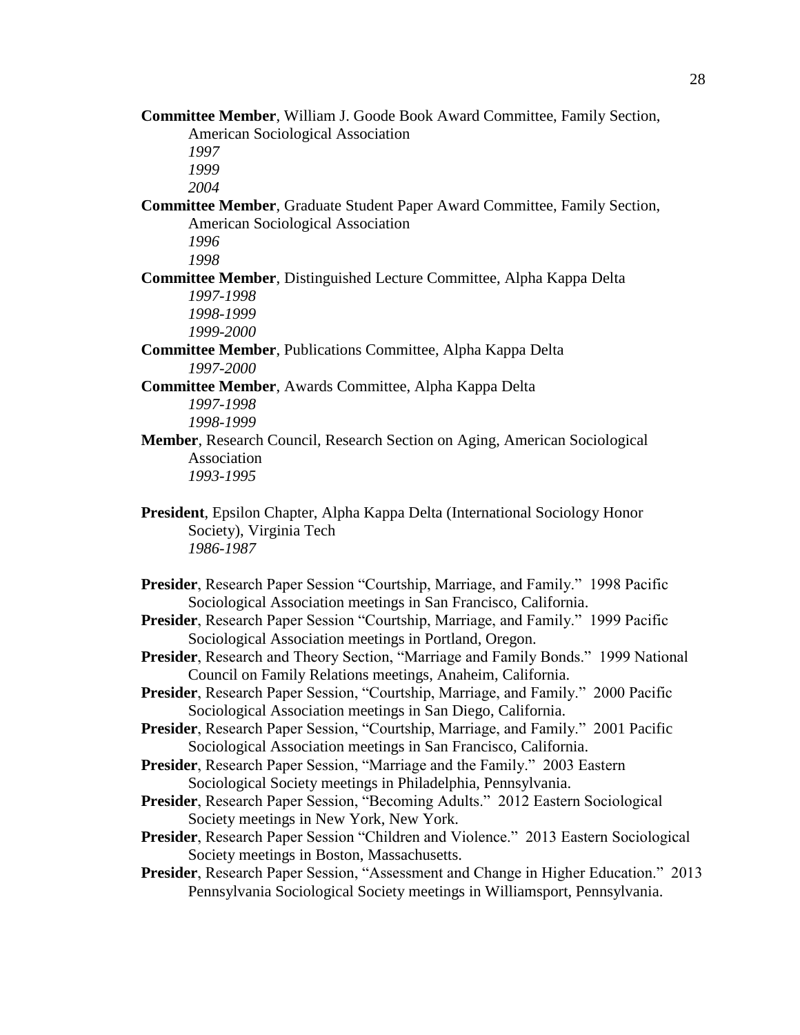**Committee Member**, William J. Goode Book Award Committee, Family Section, American Sociological Association
*1997*
*1999*
*2004*

**Committee Member**, Graduate Student Paper Award Committee, Family Section, American Sociological Association
*1996*
*1998*

**Committee Member**, Distinguished Lecture Committee, Alpha Kappa Delta
*1997-1998*
*1998-1999*
*1999-2000*

**Committee Member**, Publications Committee, Alpha Kappa Delta
*1997-2000*

**Committee Member**, Awards Committee, Alpha Kappa Delta
*1997-1998*
*1998-1999*

**Member**, Research Council, Research Section on Aging, American Sociological Association
*1993-1995*

**President**, Epsilon Chapter, Alpha Kappa Delta (International Sociology Honor Society), Virginia Tech
*1986-1987*

**Presider**, Research Paper Session "Courtship, Marriage, and Family." 1998 Pacific Sociological Association meetings in San Francisco, California.

**Presider**, Research Paper Session "Courtship, Marriage, and Family." 1999 Pacific Sociological Association meetings in Portland, Oregon.

**Presider**, Research and Theory Section, "Marriage and Family Bonds." 1999 National Council on Family Relations meetings, Anaheim, California.

**Presider**, Research Paper Session, "Courtship, Marriage, and Family." 2000 Pacific Sociological Association meetings in San Diego, California.

**Presider**, Research Paper Session, "Courtship, Marriage, and Family." 2001 Pacific Sociological Association meetings in San Francisco, California.

**Presider**, Research Paper Session, "Marriage and the Family." 2003 Eastern Sociological Society meetings in Philadelphia, Pennsylvania.

**Presider**, Research Paper Session, "Becoming Adults." 2012 Eastern Sociological Society meetings in New York, New York.

**Presider**, Research Paper Session "Children and Violence." 2013 Eastern Sociological Society meetings in Boston, Massachusetts.

**Presider**, Research Paper Session, "Assessment and Change in Higher Education." 2013 Pennsylvania Sociological Society meetings in Williamsport, Pennsylvania.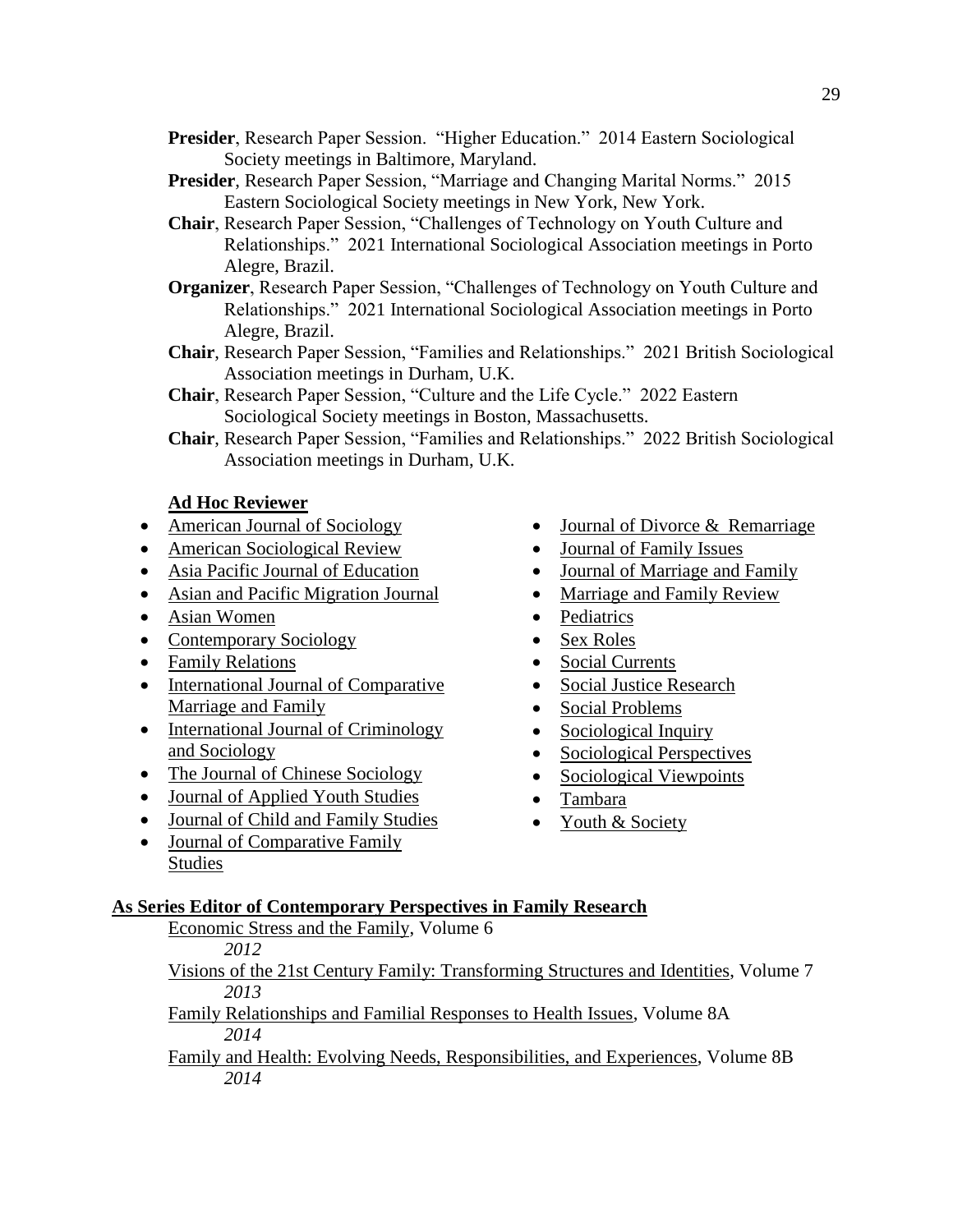**Presider**, Research Paper Session. "Higher Education." 2014 Eastern Sociological Society meetings in Baltimore, Maryland.

**Presider**, Research Paper Session, "Marriage and Changing Marital Norms." 2015 Eastern Sociological Society meetings in New York, New York.

**Chair**, Research Paper Session, "Challenges of Technology on Youth Culture and Relationships." 2021 International Sociological Association meetings in Porto Alegre, Brazil.

**Organizer**, Research Paper Session, "Challenges of Technology on Youth Culture and Relationships." 2021 International Sociological Association meetings in Porto Alegre, Brazil.

**Chair**, Research Paper Session, "Families and Relationships." 2021 British Sociological Association meetings in Durham, U.K.

**Chair**, Research Paper Session, "Culture and the Life Cycle." 2022 Eastern Sociological Society meetings in Boston, Massachusetts.

**Chair**, Research Paper Session, "Families and Relationships." 2022 British Sociological Association meetings in Durham, U.K.

**Ad Hoc Reviewer**

- American Journal of Sociology
- American Sociological Review
- Asia Pacific Journal of Education
- Asian and Pacific Migration Journal
- Asian Women
- Contemporary Sociology
- Family Relations
- International Journal of Comparative Marriage and Family
- International Journal of Criminology and Sociology
- The Journal of Chinese Sociology
- Journal of Applied Youth Studies
- Journal of Child and Family Studies
- Journal of Comparative Family Studies
- Journal of Divorce & Remarriage
- Journal of Family Issues
- Journal of Marriage and Family
- Marriage and Family Review
- Pediatrics
- Sex Roles
- Social Currents
- Social Justice Research
- Social Problems
- Sociological Inquiry
- Sociological Perspectives
- Sociological Viewpoints
- Tambara
- Youth & Society

**As Series Editor of Contemporary Perspectives in Family Research**

Economic Stress and the Family, Volume 6
*2012*

Visions of the 21st Century Family: Transforming Structures and Identities, Volume 7
*2013*

Family Relationships and Familial Responses to Health Issues, Volume 8A
*2014*

Family and Health: Evolving Needs, Responsibilities, and Experiences, Volume 8B
*2014*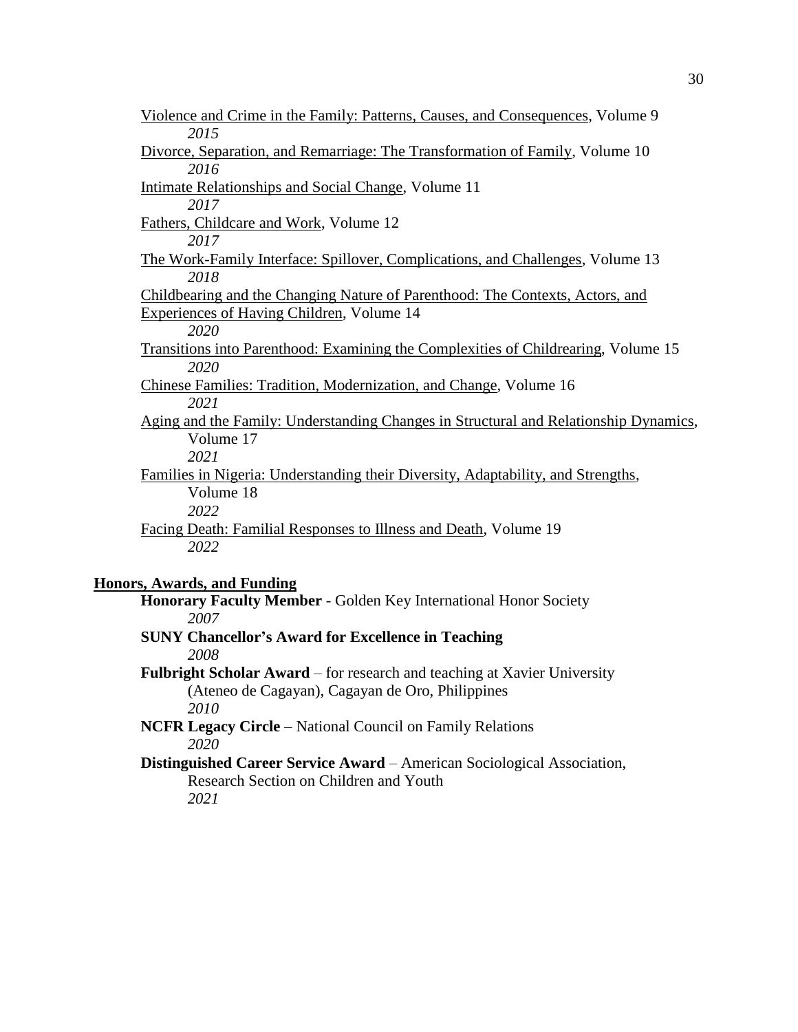Violence and Crime in the Family: Patterns, Causes, and Consequences, Volume 9
*2015*

Divorce, Separation, and Remarriage: The Transformation of Family, Volume 10
*2016*

Intimate Relationships and Social Change, Volume 11
*2017*

Fathers, Childcare and Work, Volume 12
*2017*

The Work-Family Interface: Spillover, Complications, and Challenges, Volume 13
*2018*

Childbearing and the Changing Nature of Parenthood: The Contexts, Actors, and Experiences of Having Children, Volume 14
*2020*

Transitions into Parenthood: Examining the Complexities of Childrearing, Volume 15
*2020*

Chinese Families: Tradition, Modernization, and Change, Volume 16
*2021*

Aging and the Family: Understanding Changes in Structural and Relationship Dynamics, Volume 17
*2021*

Families in Nigeria: Understanding their Diversity, Adaptability, and Strengths, Volume 18
*2022*

Facing Death: Familial Responses to Illness and Death, Volume 19
*2022*

## Honors, Awards, and Funding

**Honorary Faculty Member** - Golden Key International Honor Society
*2007*

**SUNY Chancellor's Award for Excellence in Teaching**
*2008*

**Fulbright Scholar Award** – for research and teaching at Xavier University (Ateneo de Cagayan), Cagayan de Oro, Philippines
*2010*

**NCFR Legacy Circle** – National Council on Family Relations
*2020*

**Distinguished Career Service Award** – American Sociological Association, Research Section on Children and Youth
*2021*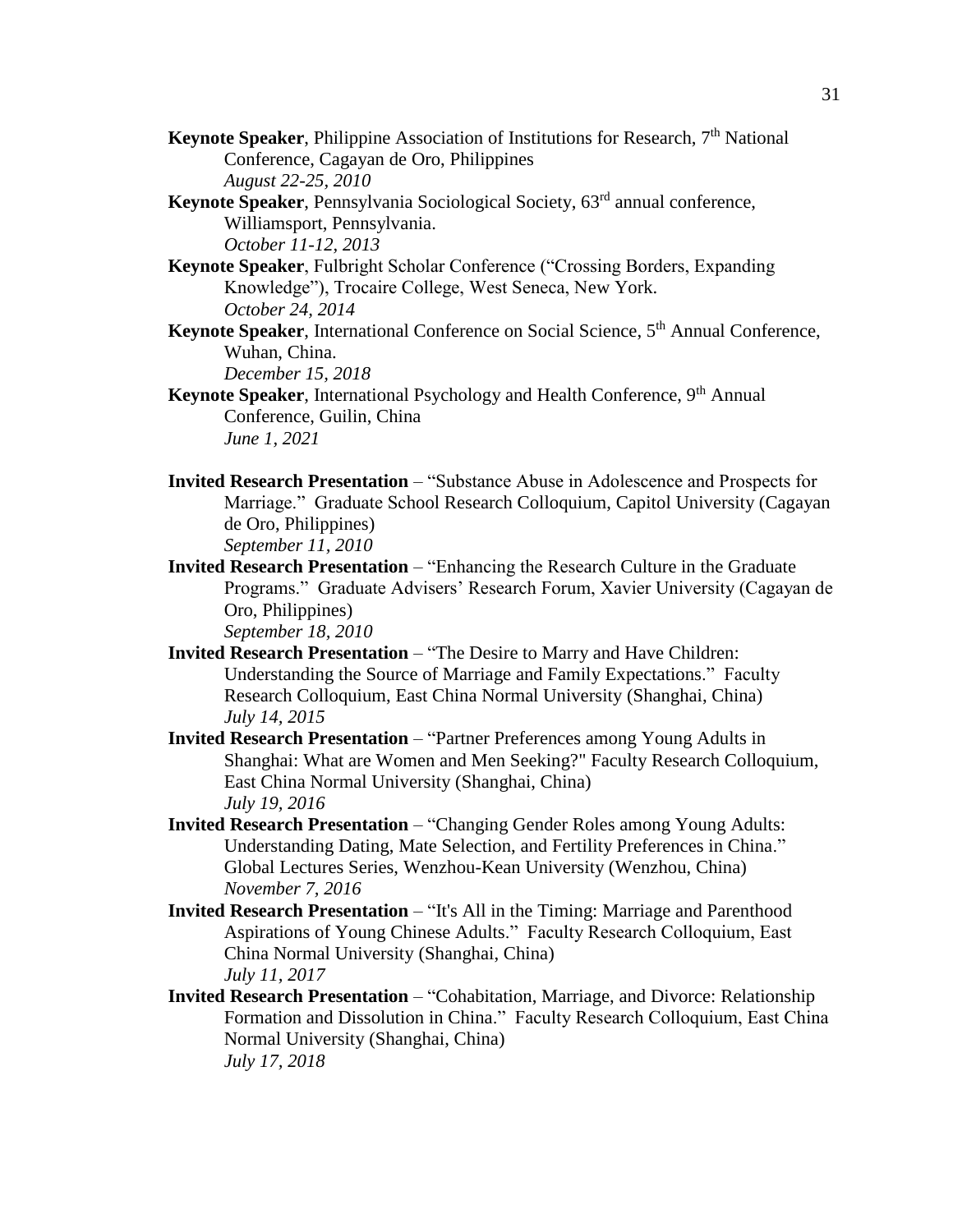**Keynote Speaker**, Philippine Association of Institutions for Research, 7th National Conference, Cagayan de Oro, Philippines
*August 22-25, 2010*

**Keynote Speaker**, Pennsylvania Sociological Society, 63rd annual conference, Williamsport, Pennsylvania.
*October 11-12, 2013*

**Keynote Speaker**, Fulbright Scholar Conference ("Crossing Borders, Expanding Knowledge"), Trocaire College, West Seneca, New York.
*October 24, 2014*

**Keynote Speaker**, International Conference on Social Science, 5th Annual Conference, Wuhan, China.
*December 15, 2018*

**Keynote Speaker**, International Psychology and Health Conference, 9th Annual Conference, Guilin, China
*June 1, 2021*

**Invited Research Presentation** – "Substance Abuse in Adolescence and Prospects for Marriage." Graduate School Research Colloquium, Capitol University (Cagayan de Oro, Philippines)
*September 11, 2010*

**Invited Research Presentation** – "Enhancing the Research Culture in the Graduate Programs." Graduate Advisers' Research Forum, Xavier University (Cagayan de Oro, Philippines)
*September 18, 2010*

**Invited Research Presentation** – "The Desire to Marry and Have Children: Understanding the Source of Marriage and Family Expectations." Faculty Research Colloquium, East China Normal University (Shanghai, China)
*July 14, 2015*

**Invited Research Presentation** – "Partner Preferences among Young Adults in Shanghai: What are Women and Men Seeking?" Faculty Research Colloquium, East China Normal University (Shanghai, China)
*July 19, 2016*

**Invited Research Presentation** – "Changing Gender Roles among Young Adults: Understanding Dating, Mate Selection, and Fertility Preferences in China." Global Lectures Series, Wenzhou-Kean University (Wenzhou, China)
*November 7, 2016*

**Invited Research Presentation** – "It's All in the Timing: Marriage and Parenthood Aspirations of Young Chinese Adults." Faculty Research Colloquium, East China Normal University (Shanghai, China)
*July 11, 2017*

**Invited Research Presentation** – "Cohabitation, Marriage, and Divorce: Relationship Formation and Dissolution in China." Faculty Research Colloquium, East China Normal University (Shanghai, China)
*July 17, 2018*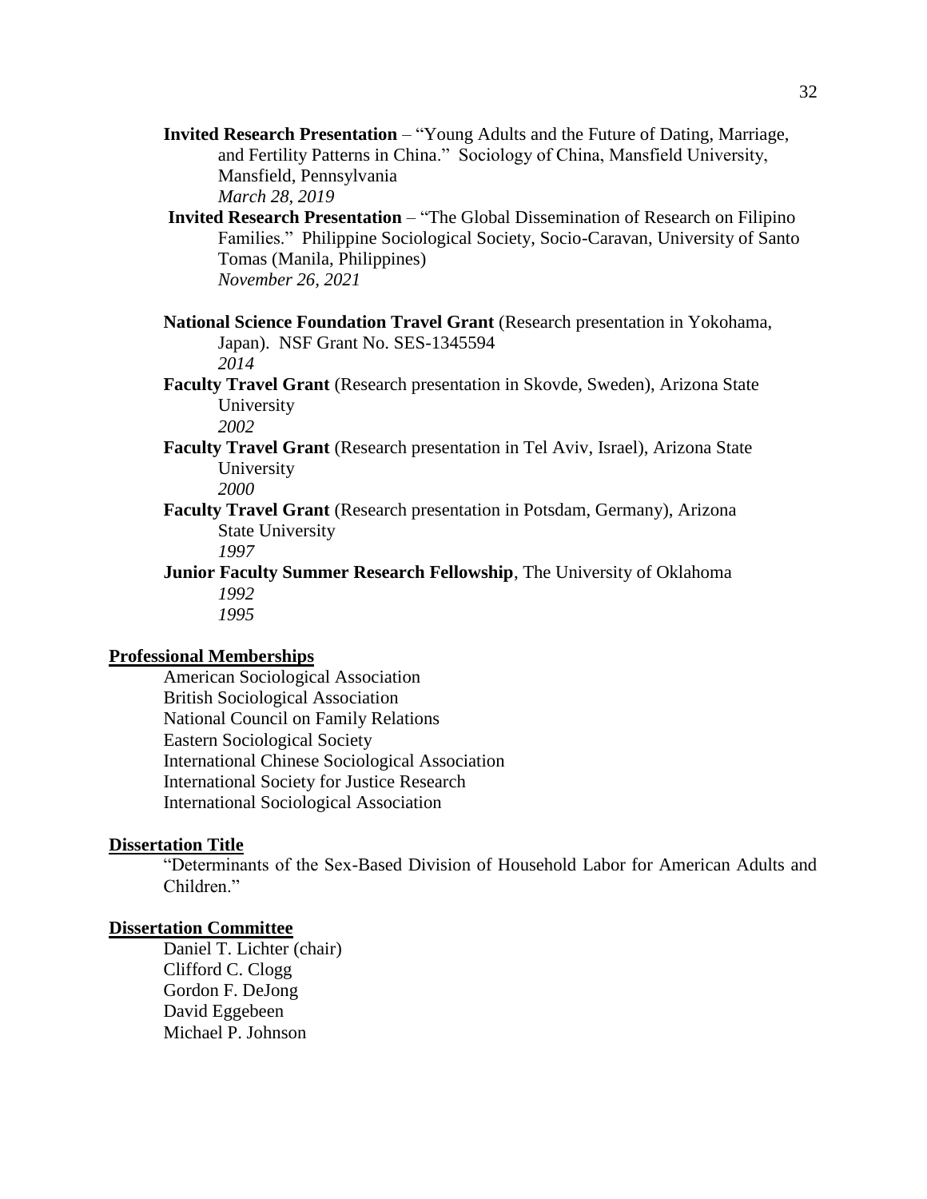**Invited Research Presentation** – "Young Adults and the Future of Dating, Marriage, and Fertility Patterns in China." Sociology of China, Mansfield University, Mansfield, Pennsylvania
*March 28, 2019*

**Invited Research Presentation** – "The Global Dissemination of Research on Filipino Families." Philippine Sociological Society, Socio-Caravan, University of Santo Tomas (Manila, Philippines)
*November 26, 2021*

**National Science Foundation Travel Grant** (Research presentation in Yokohama, Japan). NSF Grant No. SES-1345594
*2014*

**Faculty Travel Grant** (Research presentation in Skovde, Sweden), Arizona State University
*2002*

**Faculty Travel Grant** (Research presentation in Tel Aviv, Israel), Arizona State University
*2000*

**Faculty Travel Grant** (Research presentation in Potsdam, Germany), Arizona State University
*1997*

**Junior Faculty Summer Research Fellowship**, The University of Oklahoma
*1992*
*1995*

## Professional Memberships

American Sociological Association
British Sociological Association
National Council on Family Relations
Eastern Sociological Society
International Chinese Sociological Association
International Society for Justice Research
International Sociological Association

## Dissertation Title

"Determinants of the Sex-Based Division of Household Labor for American Adults and Children."

## Dissertation Committee

Daniel T. Lichter (chair)
Clifford C. Clogg
Gordon F. DeJong
David Eggebeen
Michael P. Johnson